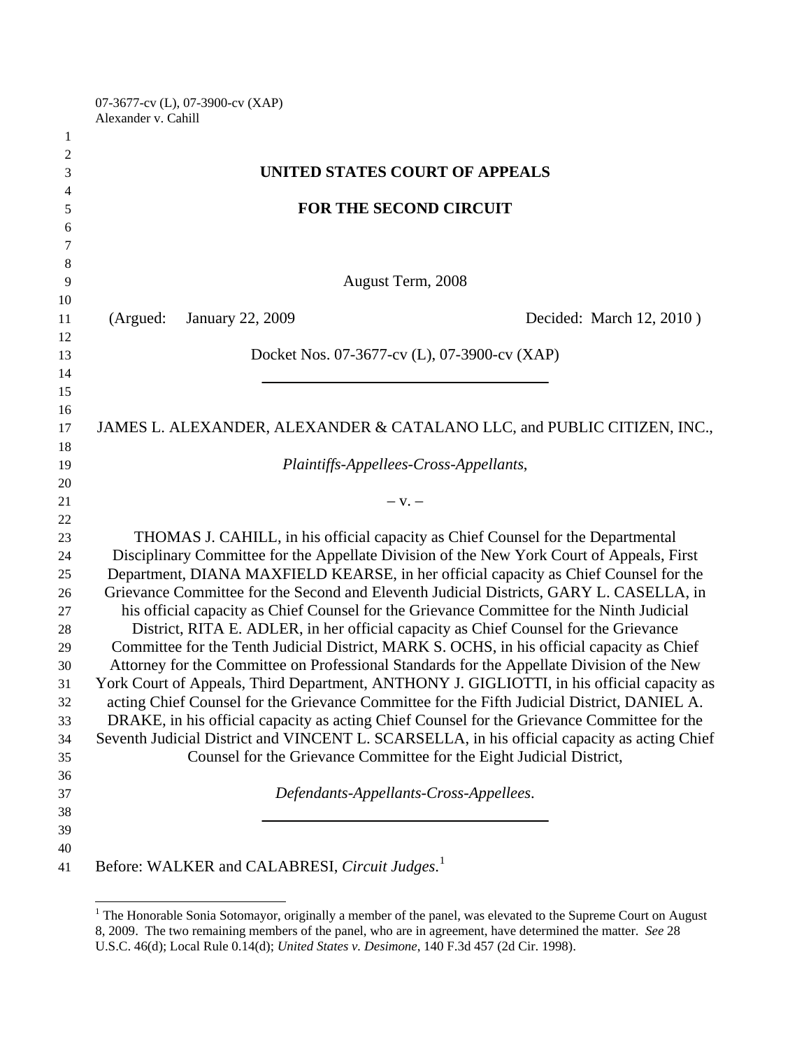07-3677-cv (L), 07-3900-cv (XAP)
Alexander v. Cahill

**UNITED STATES COURT OF APPEALS**

**FOR THE SECOND CIRCUIT**

August Term, 2008

(Argued: January 22, 2009 Decided: March 12, 2010 )

Docket Nos. 07-3677-cv (L), 07-3900-cv (XAP)

---

JAMES L. ALEXANDER, ALEXANDER & CATALANO LLC, and PUBLIC CITIZEN, INC.,

*Plaintiffs-Appellees-Cross-Appellants*,

– v. –

THOMAS J. CAHILL, in his official capacity as Chief Counsel for the Departmental Disciplinary Committee for the Appellate Division of the New York Court of Appeals, First Department, DIANA MAXFIELD KEARSE, in her official capacity as Chief Counsel for the Grievance Committee for the Second and Eleventh Judicial Districts, GARY L. CASELLA, in his official capacity as Chief Counsel for the Grievance Committee for the Ninth Judicial District, RITA E. ADLER, in her official capacity as Chief Counsel for the Grievance Committee for the Tenth Judicial District, MARK S. OCHS, in his official capacity as Chief Attorney for the Committee on Professional Standards for the Appellate Division of the New York Court of Appeals, Third Department, ANTHONY J. GIGLIOTTI, in his official capacity as acting Chief Counsel for the Grievance Committee for the Fifth Judicial District, DANIEL A. DRAKE, in his official capacity as acting Chief Counsel for the Grievance Committee for the Seventh Judicial District and VINCENT L. SCARSELLA, in his official capacity as acting Chief Counsel for the Grievance Committee for the Eight Judicial District,

*Defendants-Appellants-Cross-Appellees*.

---

Before: WALKER and CALABRESI, *Circuit Judges*.[1]

[1] The Honorable Sonia Sotomayor, originally a member of the panel, was elevated to the Supreme Court on August 8, 2009. The two remaining members of the panel, who are in agreement, have determined the matter. *See* 28 U.S.C. 46(d); Local Rule 0.14(d); *United States v. Desimone*, 140 F.3d 457 (2d Cir. 1998).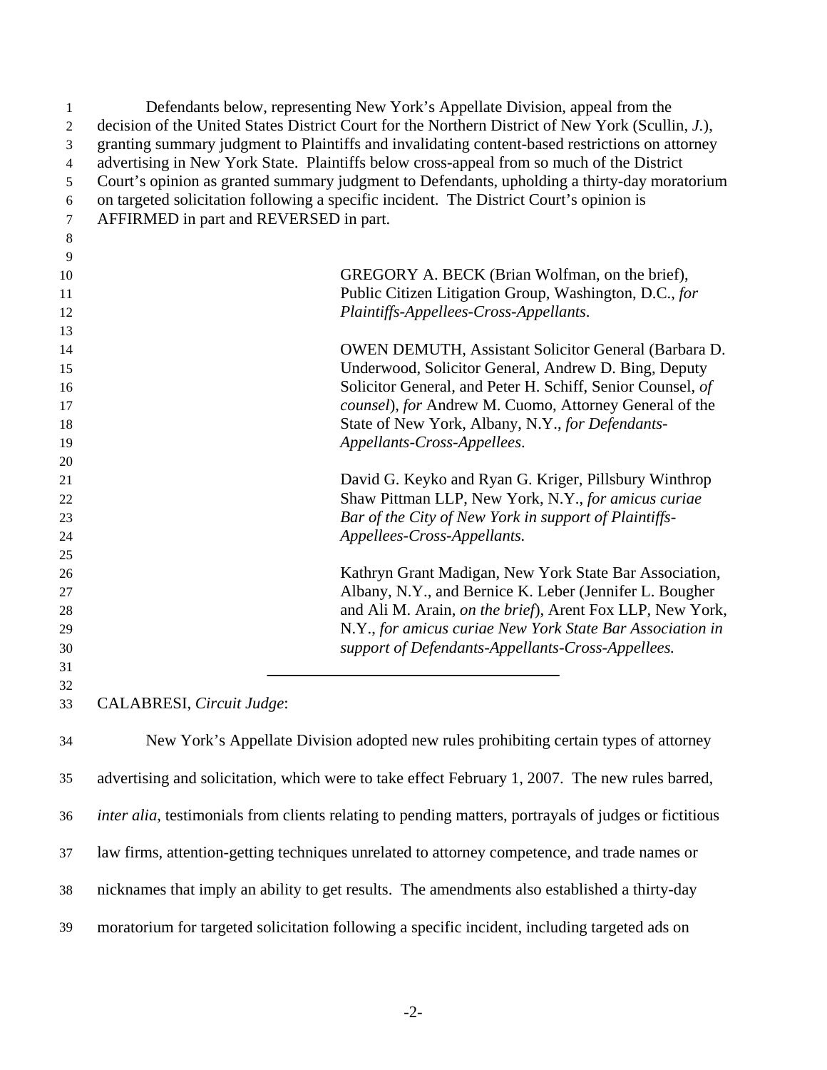Defendants below, representing New York's Appellate Division, appeal from the decision of the United States District Court for the Northern District of New York (Scullin, *J.*), granting summary judgment to Plaintiffs and invalidating content-based restrictions on attorney advertising in New York State. Plaintiffs below cross-appeal from so much of the District Court's opinion as granted summary judgment to Defendants, upholding a thirty-day moratorium on targeted solicitation following a specific incident. The District Court's opinion is AFFIRMED in part and REVERSED in part.

GREGORY A. BECK (Brian Wolfman, on the brief), Public Citizen Litigation Group, Washington, D.C., *for Plaintiffs-Appellees-Cross-Appellants*.

OWEN DEMUTH, Assistant Solicitor General (Barbara D. Underwood, Solicitor General, Andrew D. Bing, Deputy Solicitor General, and Peter H. Schiff, Senior Counsel, *of counsel*), *for* Andrew M. Cuomo, Attorney General of the State of New York, Albany, N.Y., *for Defendants-Appellants-Cross-Appellees*.

David G. Keyko and Ryan G. Kriger, Pillsbury Winthrop Shaw Pittman LLP, New York, N.Y., *for amicus curiae Bar of the City of New York in support of Plaintiffs-Appellees-Cross-Appellants.*

Kathryn Grant Madigan, New York State Bar Association, Albany, N.Y., and Bernice K. Leber (Jennifer L. Bougher and Ali M. Arain, *on the brief*), Arent Fox LLP, New York, N.Y., *for amicus curiae New York State Bar Association in support of Defendants-Appellants-Cross-Appellees.*

---

CALABRESI, *Circuit Judge*:

New York's Appellate Division adopted new rules prohibiting certain types of attorney advertising and solicitation, which were to take effect February 1, 2007. The new rules barred, *inter alia*, testimonials from clients relating to pending matters, portrayals of judges or fictitious law firms, attention-getting techniques unrelated to attorney competence, and trade names or nicknames that imply an ability to get results. The amendments also established a thirty-day moratorium for targeted solicitation following a specific incident, including targeted ads on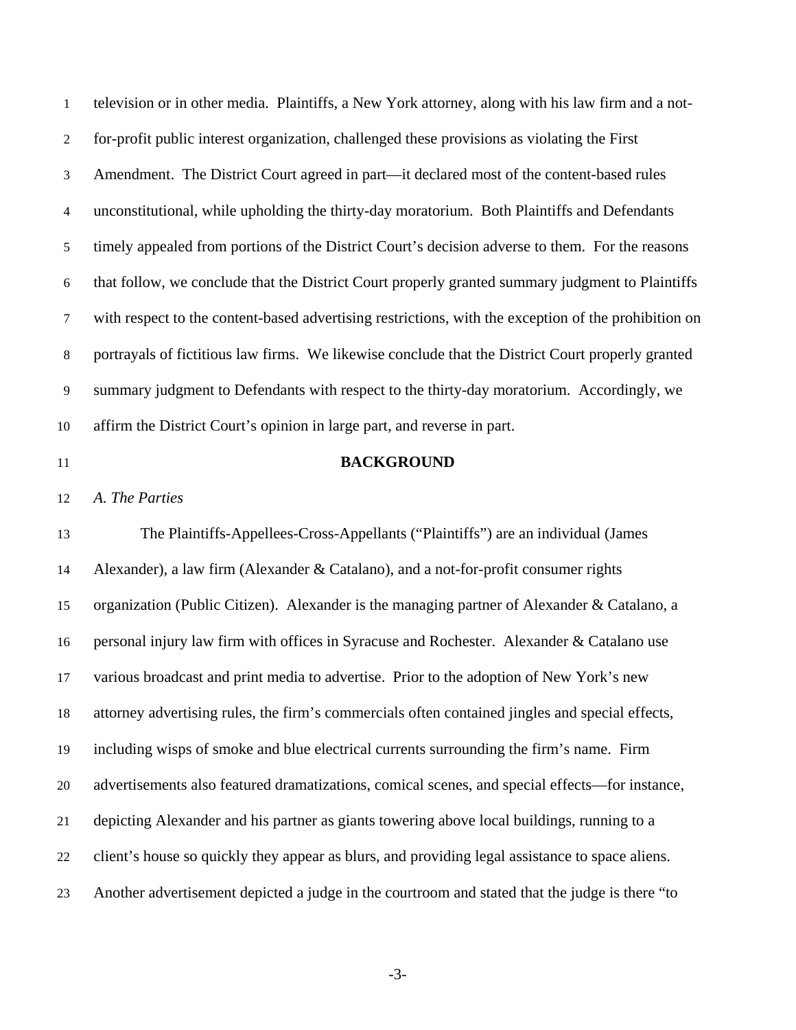television or in other media. Plaintiffs, a New York attorney, along with his law firm and a not-for-profit public interest organization, challenged these provisions as violating the First Amendment. The District Court agreed in part—it declared most of the content-based rules unconstitutional, while upholding the thirty-day moratorium. Both Plaintiffs and Defendants timely appealed from portions of the District Court's decision adverse to them. For the reasons that follow, we conclude that the District Court properly granted summary judgment to Plaintiffs with respect to the content-based advertising restrictions, with the exception of the prohibition on portrayals of fictitious law firms. We likewise conclude that the District Court properly granted summary judgment to Defendants with respect to the thirty-day moratorium. Accordingly, we affirm the District Court's opinion in large part, and reverse in part.

## BACKGROUND

*A. The Parties*

The Plaintiffs-Appellees-Cross-Appellants ("Plaintiffs") are an individual (James Alexander), a law firm (Alexander & Catalano), and a not-for-profit consumer rights organization (Public Citizen). Alexander is the managing partner of Alexander & Catalano, a personal injury law firm with offices in Syracuse and Rochester. Alexander & Catalano use various broadcast and print media to advertise. Prior to the adoption of New York's new attorney advertising rules, the firm's commercials often contained jingles and special effects, including wisps of smoke and blue electrical currents surrounding the firm's name. Firm advertisements also featured dramatizations, comical scenes, and special effects—for instance, depicting Alexander and his partner as giants towering above local buildings, running to a client's house so quickly they appear as blurs, and providing legal assistance to space aliens. Another advertisement depicted a judge in the courtroom and stated that the judge is there "to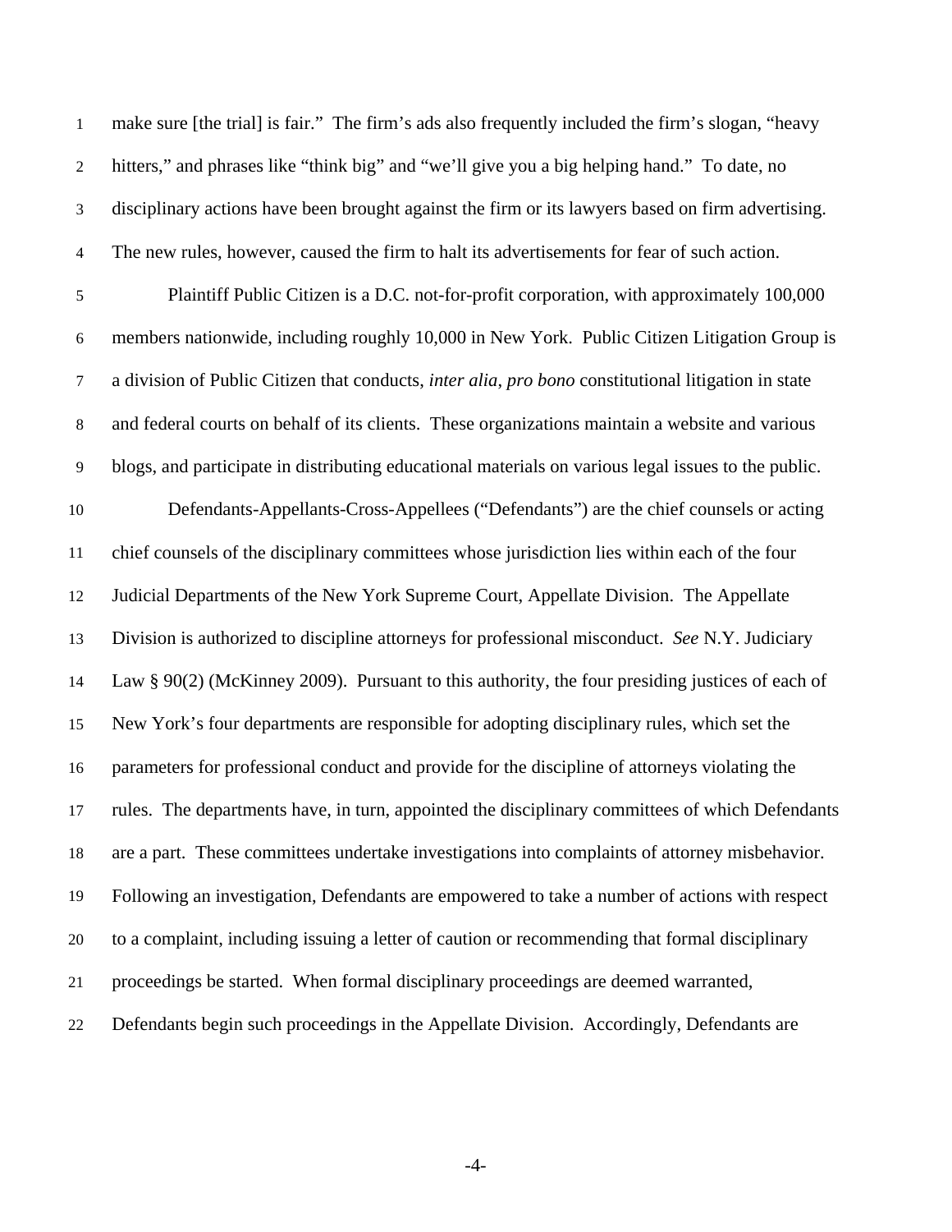make sure [the trial] is fair." The firm's ads also frequently included the firm's slogan, "heavy hitters," and phrases like "think big" and "we'll give you a big helping hand." To date, no disciplinary actions have been brought against the firm or its lawyers based on firm advertising. The new rules, however, caused the firm to halt its advertisements for fear of such action.

Plaintiff Public Citizen is a D.C. not-for-profit corporation, with approximately 100,000 members nationwide, including roughly 10,000 in New York. Public Citizen Litigation Group is a division of Public Citizen that conducts, *inter alia*, *pro bono* constitutional litigation in state and federal courts on behalf of its clients. These organizations maintain a website and various blogs, and participate in distributing educational materials on various legal issues to the public.

Defendants-Appellants-Cross-Appellees ("Defendants") are the chief counsels or acting chief counsels of the disciplinary committees whose jurisdiction lies within each of the four Judicial Departments of the New York Supreme Court, Appellate Division. The Appellate Division is authorized to discipline attorneys for professional misconduct. *See* N.Y. Judiciary Law § 90(2) (McKinney 2009). Pursuant to this authority, the four presiding justices of each of New York's four departments are responsible for adopting disciplinary rules, which set the parameters for professional conduct and provide for the discipline of attorneys violating the rules. The departments have, in turn, appointed the disciplinary committees of which Defendants are a part. These committees undertake investigations into complaints of attorney misbehavior. Following an investigation, Defendants are empowered to take a number of actions with respect to a complaint, including issuing a letter of caution or recommending that formal disciplinary proceedings be started. When formal disciplinary proceedings are deemed warranted, Defendants begin such proceedings in the Appellate Division. Accordingly, Defendants are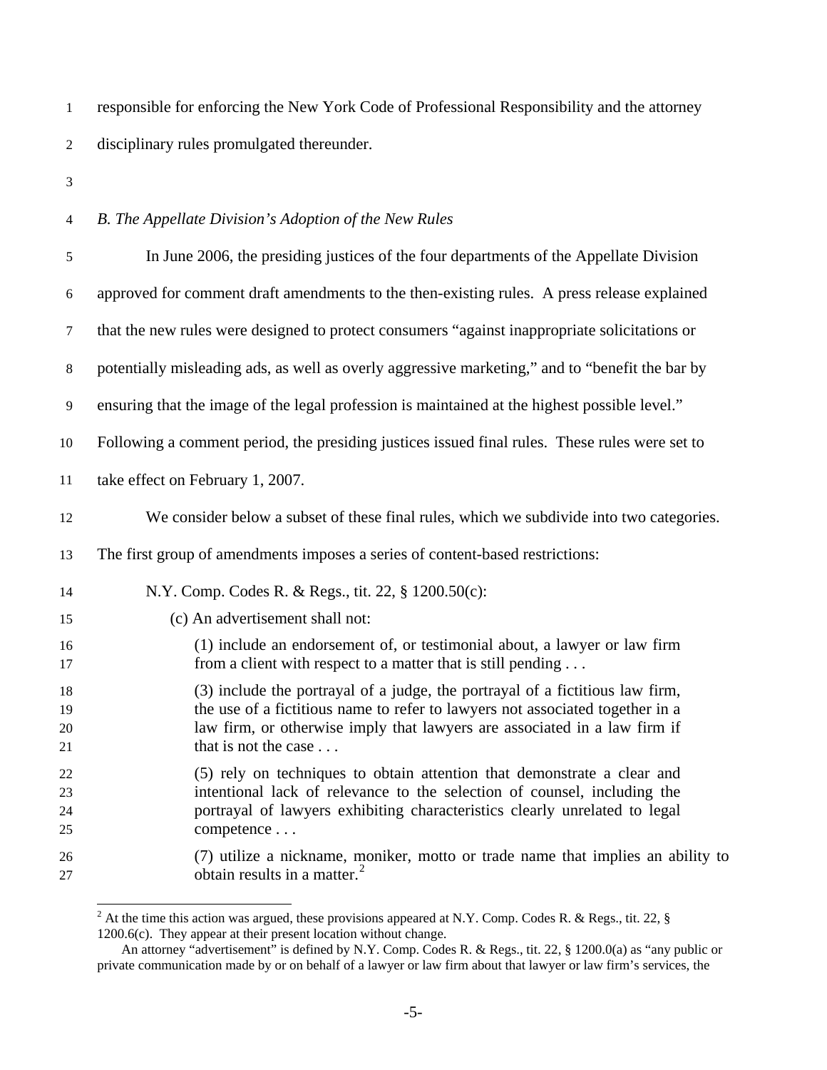responsible for enforcing the New York Code of Professional Responsibility and the attorney disciplinary rules promulgated thereunder.

*B. The Appellate Division's Adoption of the New Rules*

In June 2006, the presiding justices of the four departments of the Appellate Division approved for comment draft amendments to the then-existing rules. A press release explained that the new rules were designed to protect consumers "against inappropriate solicitations or potentially misleading ads, as well as overly aggressive marketing," and to "benefit the bar by ensuring that the image of the legal profession is maintained at the highest possible level." Following a comment period, the presiding justices issued final rules. These rules were set to take effect on February 1, 2007.

We consider below a subset of these final rules, which we subdivide into two categories. The first group of amendments imposes a series of content-based restrictions:

> N.Y. Comp. Codes R. & Regs., tit. 22, § 1200.50(c):
>
> (c) An advertisement shall not:
>
> (1) include an endorsement of, or testimonial about, a lawyer or law firm from a client with respect to a matter that is still pending . . .
>
> (3) include the portrayal of a judge, the portrayal of a fictitious law firm, the use of a fictitious name to refer to lawyers not associated together in a law firm, or otherwise imply that lawyers are associated in a law firm if that is not the case . . .
>
> (5) rely on techniques to obtain attention that demonstrate a clear and intentional lack of relevance to the selection of counsel, including the portrayal of lawyers exhibiting characteristics clearly unrelated to legal competence . . .
>
> (7) utilize a nickname, moniker, motto or trade name that implies an ability to obtain results in a matter.[2]

---

[2] At the time this action was argued, these provisions appeared at N.Y. Comp. Codes R. & Regs., tit. 22, § 1200.6(c). They appear at their present location without change.

An attorney "advertisement" is defined by N.Y. Comp. Codes R. & Regs., tit. 22, § 1200.0(a) as "any public or private communication made by or on behalf of a lawyer or law firm about that lawyer or law firm's services, the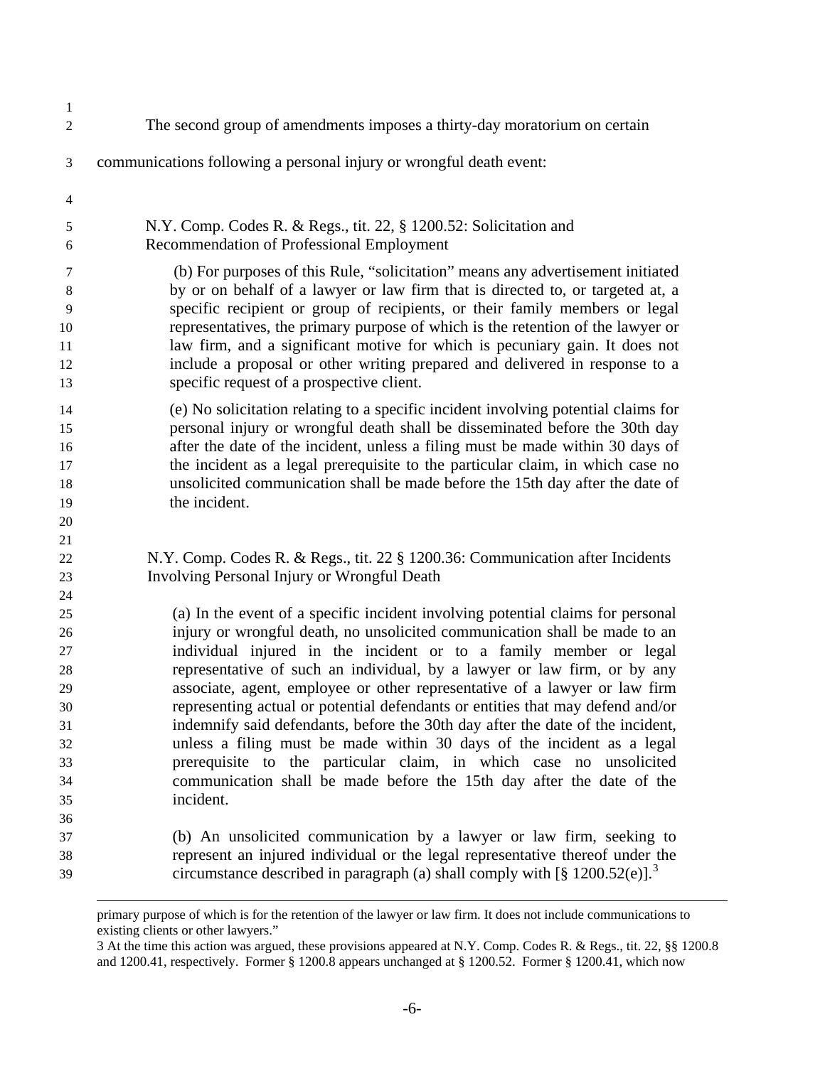The second group of amendments imposes a thirty-day moratorium on certain communications following a personal injury or wrongful death event:

> N.Y. Comp. Codes R. & Regs., tit. 22, § 1200.52: Solicitation and Recommendation of Professional Employment
>
> (b) For purposes of this Rule, "solicitation" means any advertisement initiated by or on behalf of a lawyer or law firm that is directed to, or targeted at, a specific recipient or group of recipients, or their family members or legal representatives, the primary purpose of which is the retention of the lawyer or law firm, and a significant motive for which is pecuniary gain. It does not include a proposal or other writing prepared and delivered in response to a specific request of a prospective client.
>
> (e) No solicitation relating to a specific incident involving potential claims for personal injury or wrongful death shall be disseminated before the 30th day after the date of the incident, unless a filing must be made within 30 days of the incident as a legal prerequisite to the particular claim, in which case no unsolicited communication shall be made before the 15th day after the date of the incident.

> N.Y. Comp. Codes R. & Regs., tit. 22 § 1200.36: Communication after Incidents Involving Personal Injury or Wrongful Death
>
> (a) In the event of a specific incident involving potential claims for personal injury or wrongful death, no unsolicited communication shall be made to an individual injured in the incident or to a family member or legal representative of such an individual, by a lawyer or law firm, or by any associate, agent, employee or other representative of a lawyer or law firm representing actual or potential defendants or entities that may defend and/or indemnify said defendants, before the 30th day after the date of the incident, unless a filing must be made within 30 days of the incident as a legal prerequisite to the particular claim, in which case no unsolicited communication shall be made before the 15th day after the date of the incident.
>
> (b) An unsolicited communication by a lawyer or law firm, seeking to represent an injured individual or the legal representative thereof under the circumstance described in paragraph (a) shall comply with [§ 1200.52(e)].[3]

---

primary purpose of which is for the retention of the lawyer or law firm. It does not include communications to existing clients or other lawyers."

[3] At the time this action was argued, these provisions appeared at N.Y. Comp. Codes R. & Regs., tit. 22, §§ 1200.8 and 1200.41, respectively. Former § 1200.8 appears unchanged at § 1200.52. Former § 1200.41, which now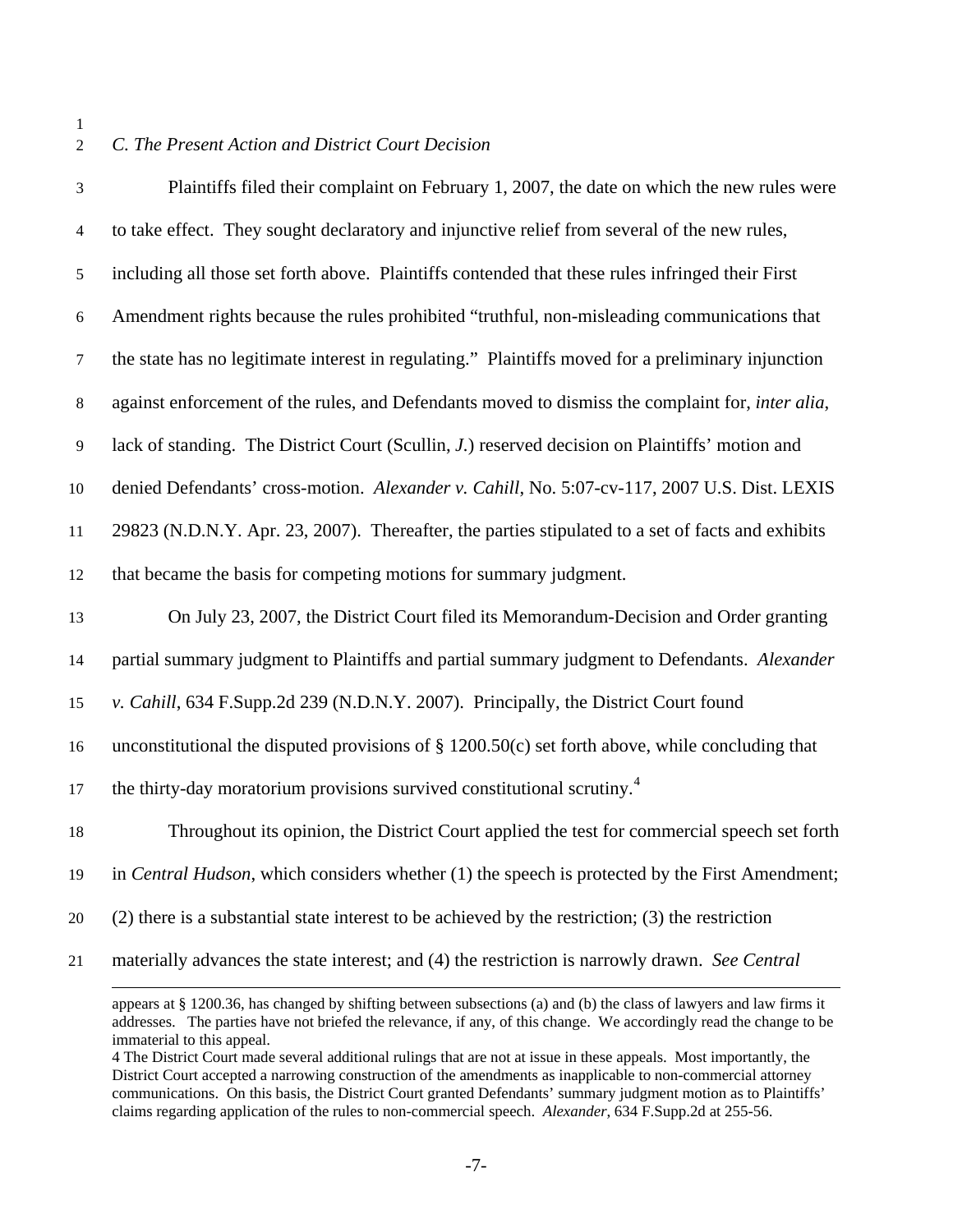*C. The Present Action and District Court Decision*

Plaintiffs filed their complaint on February 1, 2007, the date on which the new rules were to take effect. They sought declaratory and injunctive relief from several of the new rules, including all those set forth above. Plaintiffs contended that these rules infringed their First Amendment rights because the rules prohibited "truthful, non-misleading communications that the state has no legitimate interest in regulating." Plaintiffs moved for a preliminary injunction against enforcement of the rules, and Defendants moved to dismiss the complaint for, *inter alia*, lack of standing. The District Court (Scullin, *J.*) reserved decision on Plaintiffs' motion and denied Defendants' cross-motion. *Alexander v. Cahill*, No. 5:07-cv-117, 2007 U.S. Dist. LEXIS 29823 (N.D.N.Y. Apr. 23, 2007). Thereafter, the parties stipulated to a set of facts and exhibits that became the basis for competing motions for summary judgment.

On July 23, 2007, the District Court filed its Memorandum-Decision and Order granting partial summary judgment to Plaintiffs and partial summary judgment to Defendants. *Alexander v. Cahill*, 634 F.Supp.2d 239 (N.D.N.Y. 2007). Principally, the District Court found unconstitutional the disputed provisions of § 1200.50(c) set forth above, while concluding that the thirty-day moratorium provisions survived constitutional scrutiny.[4]

Throughout its opinion, the District Court applied the test for commercial speech set forth in *Central Hudson*, which considers whether (1) the speech is protected by the First Amendment; (2) there is a substantial state interest to be achieved by the restriction; (3) the restriction materially advances the state interest; and (4) the restriction is narrowly drawn. *See Central*

---

appears at § 1200.36, has changed by shifting between subsections (a) and (b) the class of lawyers and law firms it addresses. The parties have not briefed the relevance, if any, of this change. We accordingly read the change to be immaterial to this appeal.

4 The District Court made several additional rulings that are not at issue in these appeals. Most importantly, the District Court accepted a narrowing construction of the amendments as inapplicable to non-commercial attorney communications. On this basis, the District Court granted Defendants' summary judgment motion as to Plaintiffs' claims regarding application of the rules to non-commercial speech. *Alexander*, 634 F.Supp.2d at 255-56.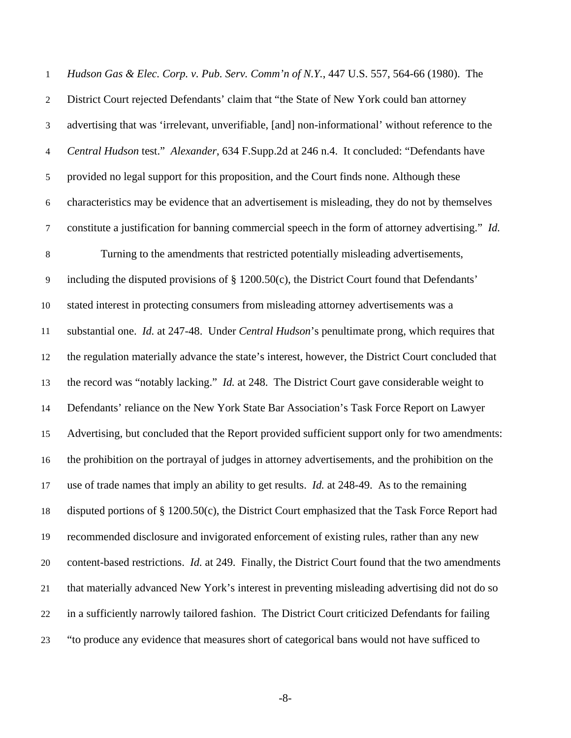*Hudson Gas & Elec. Corp. v. Pub. Serv. Comm'n of N.Y.*, 447 U.S. 557, 564-66 (1980). The District Court rejected Defendants' claim that "the State of New York could ban attorney advertising that was 'irrelevant, unverifiable, [and] non-informational' without reference to the *Central Hudson* test." *Alexander*, 634 F.Supp.2d at 246 n.4. It concluded: "Defendants have provided no legal support for this proposition, and the Court finds none. Although these characteristics may be evidence that an advertisement is misleading, they do not by themselves constitute a justification for banning commercial speech in the form of attorney advertising." *Id.*

Turning to the amendments that restricted potentially misleading advertisements, including the disputed provisions of § 1200.50(c), the District Court found that Defendants' stated interest in protecting consumers from misleading attorney advertisements was a substantial one. *Id.* at 247-48. Under *Central Hudson*'s penultimate prong, which requires that the regulation materially advance the state's interest, however, the District Court concluded that the record was "notably lacking." *Id.* at 248. The District Court gave considerable weight to Defendants' reliance on the New York State Bar Association's Task Force Report on Lawyer Advertising, but concluded that the Report provided sufficient support only for two amendments: the prohibition on the portrayal of judges in attorney advertisements, and the prohibition on the use of trade names that imply an ability to get results. *Id.* at 248-49. As to the remaining disputed portions of § 1200.50(c), the District Court emphasized that the Task Force Report had recommended disclosure and invigorated enforcement of existing rules, rather than any new content-based restrictions. *Id.* at 249. Finally, the District Court found that the two amendments that materially advanced New York's interest in preventing misleading advertising did not do so in a sufficiently narrowly tailored fashion. The District Court criticized Defendants for failing "to produce any evidence that measures short of categorical bans would not have sufficed to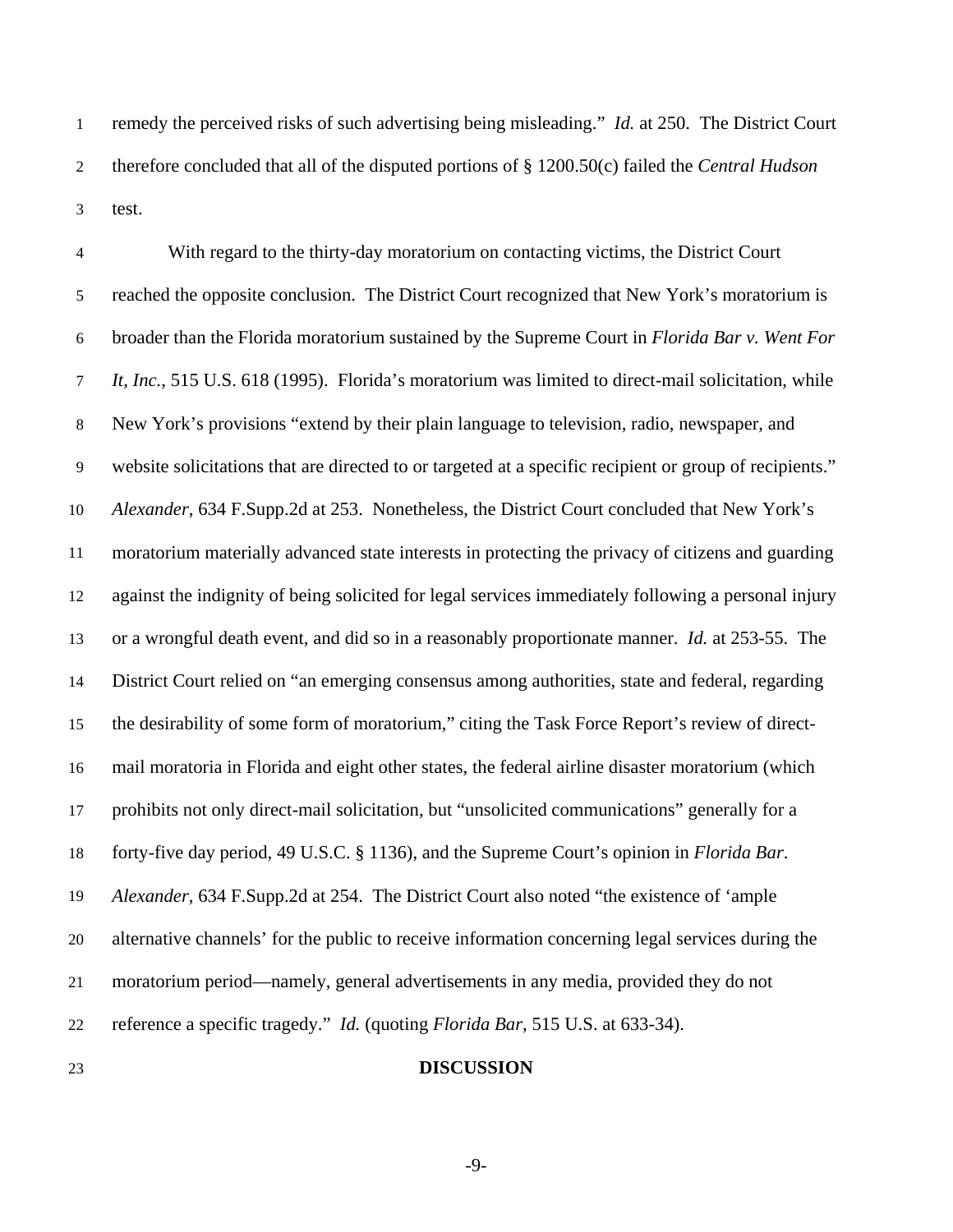remedy the perceived risks of such advertising being misleading." *Id.* at 250. The District Court therefore concluded that all of the disputed portions of § 1200.50(c) failed the *Central Hudson* test.

With regard to the thirty-day moratorium on contacting victims, the District Court reached the opposite conclusion. The District Court recognized that New York's moratorium is broader than the Florida moratorium sustained by the Supreme Court in *Florida Bar v. Went For It, Inc.*, 515 U.S. 618 (1995). Florida's moratorium was limited to direct-mail solicitation, while New York's provisions "extend by their plain language to television, radio, newspaper, and website solicitations that are directed to or targeted at a specific recipient or group of recipients." *Alexander*, 634 F.Supp.2d at 253. Nonetheless, the District Court concluded that New York's moratorium materially advanced state interests in protecting the privacy of citizens and guarding against the indignity of being solicited for legal services immediately following a personal injury or a wrongful death event, and did so in a reasonably proportionate manner. *Id.* at 253-55. The District Court relied on "an emerging consensus among authorities, state and federal, regarding the desirability of some form of moratorium," citing the Task Force Report's review of direct-mail moratoria in Florida and eight other states, the federal airline disaster moratorium (which prohibits not only direct-mail solicitation, but "unsolicited communications" generally for a forty-five day period, 49 U.S.C. § 1136), and the Supreme Court's opinion in *Florida Bar*. *Alexander*, 634 F.Supp.2d at 254. The District Court also noted "the existence of 'ample alternative channels' for the public to receive information concerning legal services during the moratorium period—namely, general advertisements in any media, provided they do not reference a specific tragedy." *Id.* (quoting *Florida Bar*, 515 U.S. at 633-34).

## DISCUSSION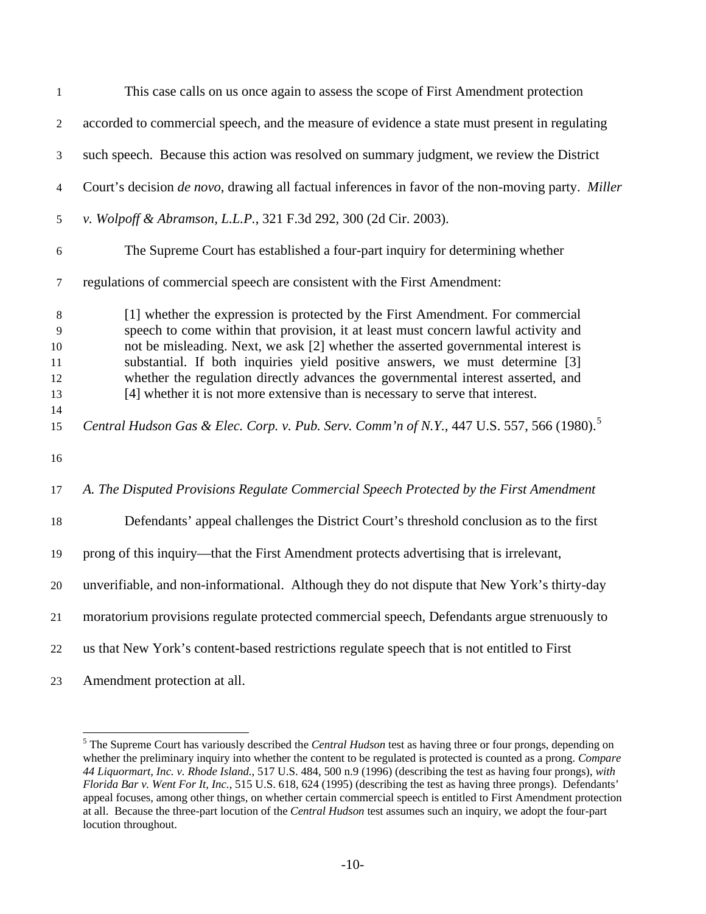This case calls on us once again to assess the scope of First Amendment protection accorded to commercial speech, and the measure of evidence a state must present in regulating such speech. Because this action was resolved on summary judgment, we review the District Court's decision *de novo*, drawing all factual inferences in favor of the non-moving party. *Miller v. Wolpoff & Abramson, L.L.P.*, 321 F.3d 292, 300 (2d Cir. 2003).

The Supreme Court has established a four-part inquiry for determining whether regulations of commercial speech are consistent with the First Amendment:

> [1] whether the expression is protected by the First Amendment. For commercial speech to come within that provision, it at least must concern lawful activity and not be misleading. Next, we ask [2] whether the asserted governmental interest is substantial. If both inquiries yield positive answers, we must determine [3] whether the regulation directly advances the governmental interest asserted, and [4] whether it is not more extensive than is necessary to serve that interest.

*Central Hudson Gas & Elec. Corp. v. Pub. Serv. Comm'n of N.Y.*, 447 U.S. 557, 566 (1980).[5]

*A. The Disputed Provisions Regulate Commercial Speech Protected by the First Amendment*

Defendants' appeal challenges the District Court's threshold conclusion as to the first prong of this inquiry—that the First Amendment protects advertising that is irrelevant, unverifiable, and non-informational. Although they do not dispute that New York's thirty-day moratorium provisions regulate protected commercial speech, Defendants argue strenuously to us that New York's content-based restrictions regulate speech that is not entitled to First Amendment protection at all.

[5] The Supreme Court has variously described the *Central Hudson* test as having three or four prongs, depending on whether the preliminary inquiry into whether the content to be regulated is protected is counted as a prong. *Compare 44 Liquormart, Inc. v. Rhode Island.*, 517 U.S. 484, 500 n.9 (1996) (describing the test as having four prongs), *with Florida Bar v. Went For It, Inc.*, 515 U.S. 618, 624 (1995) (describing the test as having three prongs). Defendants' appeal focuses, among other things, on whether certain commercial speech is entitled to First Amendment protection at all. Because the three-part locution of the *Central Hudson* test assumes such an inquiry, we adopt the four-part locution throughout.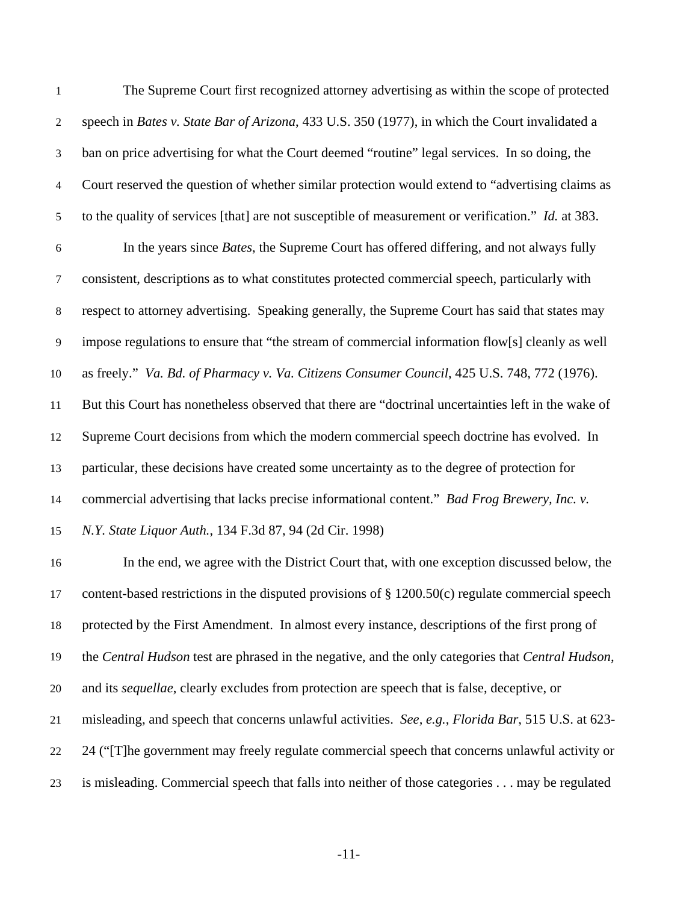The Supreme Court first recognized attorney advertising as within the scope of protected speech in *Bates v. State Bar of Arizona*, 433 U.S. 350 (1977), in which the Court invalidated a ban on price advertising for what the Court deemed "routine" legal services. In so doing, the Court reserved the question of whether similar protection would extend to "advertising claims as to the quality of services [that] are not susceptible of measurement or verification." *Id.* at 383.

In the years since *Bates*, the Supreme Court has offered differing, and not always fully consistent, descriptions as to what constitutes protected commercial speech, particularly with respect to attorney advertising. Speaking generally, the Supreme Court has said that states may impose regulations to ensure that "the stream of commercial information flow[s] cleanly as well as freely." *Va. Bd. of Pharmacy v. Va. Citizens Consumer Council*, 425 U.S. 748, 772 (1976). But this Court has nonetheless observed that there are "doctrinal uncertainties left in the wake of Supreme Court decisions from which the modern commercial speech doctrine has evolved. In particular, these decisions have created some uncertainty as to the degree of protection for commercial advertising that lacks precise informational content." *Bad Frog Brewery, Inc. v. N.Y. State Liquor Auth.*, 134 F.3d 87, 94 (2d Cir. 1998)

In the end, we agree with the District Court that, with one exception discussed below, the content-based restrictions in the disputed provisions of § 1200.50(c) regulate commercial speech protected by the First Amendment. In almost every instance, descriptions of the first prong of the *Central Hudson* test are phrased in the negative, and the only categories that *Central Hudson*, and its *sequellae*, clearly excludes from protection are speech that is false, deceptive, or misleading, and speech that concerns unlawful activities. *See, e.g.*, *Florida Bar*, 515 U.S. at 623-24 ("[T]he government may freely regulate commercial speech that concerns unlawful activity or is misleading. Commercial speech that falls into neither of those categories . . . may be regulated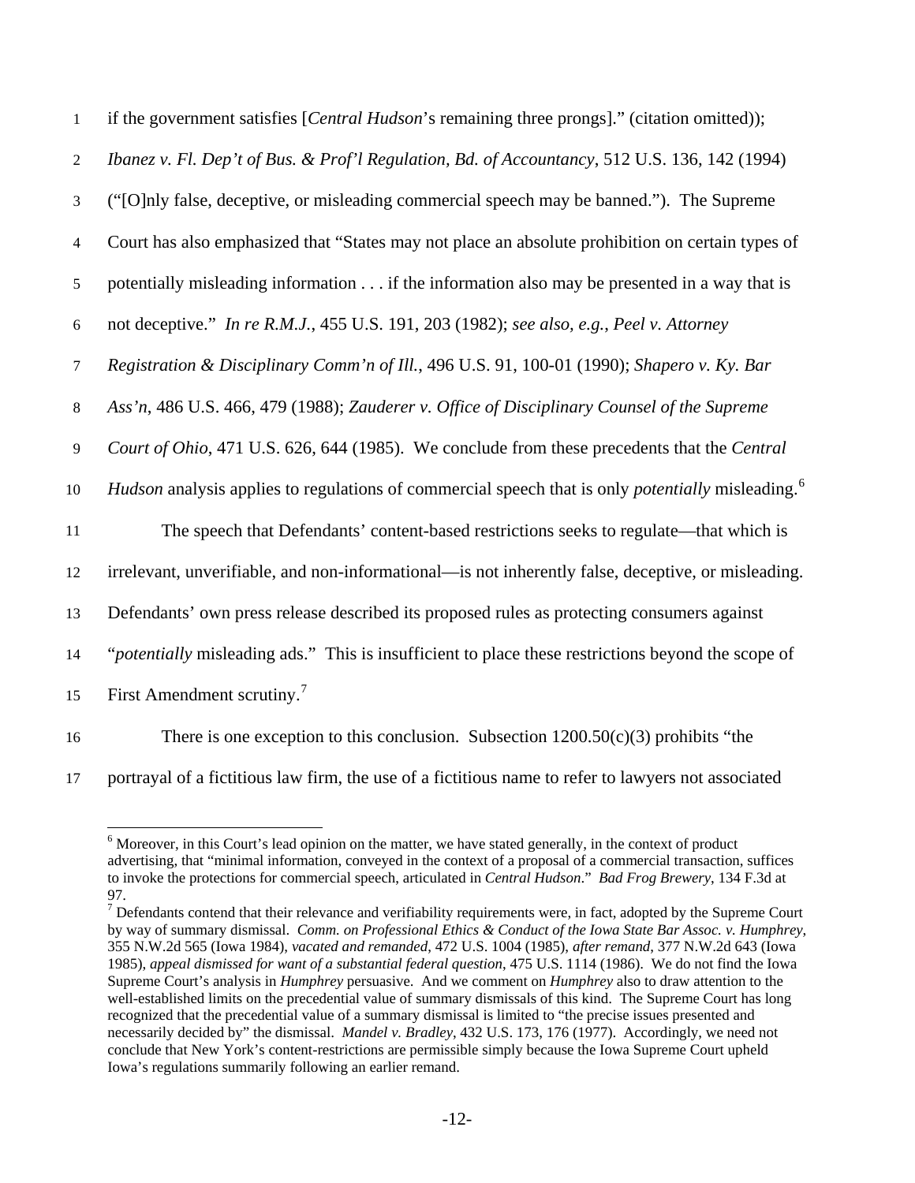if the government satisfies [*Central Hudson*'s remaining three prongs]." (citation omitted)); *Ibanez v. Fl. Dep't of Bus. & Prof'l Regulation, Bd. of Accountancy*, 512 U.S. 136, 142 (1994) ("[O]nly false, deceptive, or misleading commercial speech may be banned."). The Supreme Court has also emphasized that "States may not place an absolute prohibition on certain types of potentially misleading information . . . if the information also may be presented in a way that is not deceptive." *In re R.M.J.*, 455 U.S. 191, 203 (1982); *see also, e.g.*, *Peel v. Attorney Registration & Disciplinary Comm'n of Ill.*, 496 U.S. 91, 100-01 (1990); *Shapero v. Ky. Bar Ass'n*, 486 U.S. 466, 479 (1988); *Zauderer v. Office of Disciplinary Counsel of the Supreme Court of Ohio*, 471 U.S. 626, 644 (1985). We conclude from these precedents that the *Central Hudson* analysis applies to regulations of commercial speech that is only *potentially* misleading.[6]

The speech that Defendants' content-based restrictions seeks to regulate—that which is irrelevant, unverifiable, and non-informational—is not inherently false, deceptive, or misleading. Defendants' own press release described its proposed rules as protecting consumers against "*potentially* misleading ads." This is insufficient to place these restrictions beyond the scope of First Amendment scrutiny.[7]

There is one exception to this conclusion. Subsection 1200.50(c)(3) prohibits "the portrayal of a fictitious law firm, the use of a fictitious name to refer to lawyers not associated

---

[6] Moreover, in this Court's lead opinion on the matter, we have stated generally, in the context of product advertising, that "minimal information, conveyed in the context of a proposal of a commercial transaction, suffices to invoke the protections for commercial speech, articulated in *Central Hudson*." *Bad Frog Brewery*, 134 F.3d at 97.

[7] Defendants contend that their relevance and verifiability requirements were, in fact, adopted by the Supreme Court by way of summary dismissal. *Comm. on Professional Ethics & Conduct of the Iowa State Bar Assoc. v. Humphrey*, 355 N.W.2d 565 (Iowa 1984), *vacated and remanded*, 472 U.S. 1004 (1985), *after remand*, 377 N.W.2d 643 (Iowa 1985), *appeal dismissed for want of a substantial federal question*, 475 U.S. 1114 (1986). We do not find the Iowa Supreme Court's analysis in *Humphrey* persuasive. And we comment on *Humphrey* also to draw attention to the well-established limits on the precedential value of summary dismissals of this kind. The Supreme Court has long recognized that the precedential value of a summary dismissal is limited to "the precise issues presented and necessarily decided by" the dismissal. *Mandel v. Bradley*, 432 U.S. 173, 176 (1977). Accordingly, we need not conclude that New York's content-restrictions are permissible simply because the Iowa Supreme Court upheld Iowa's regulations summarily following an earlier remand.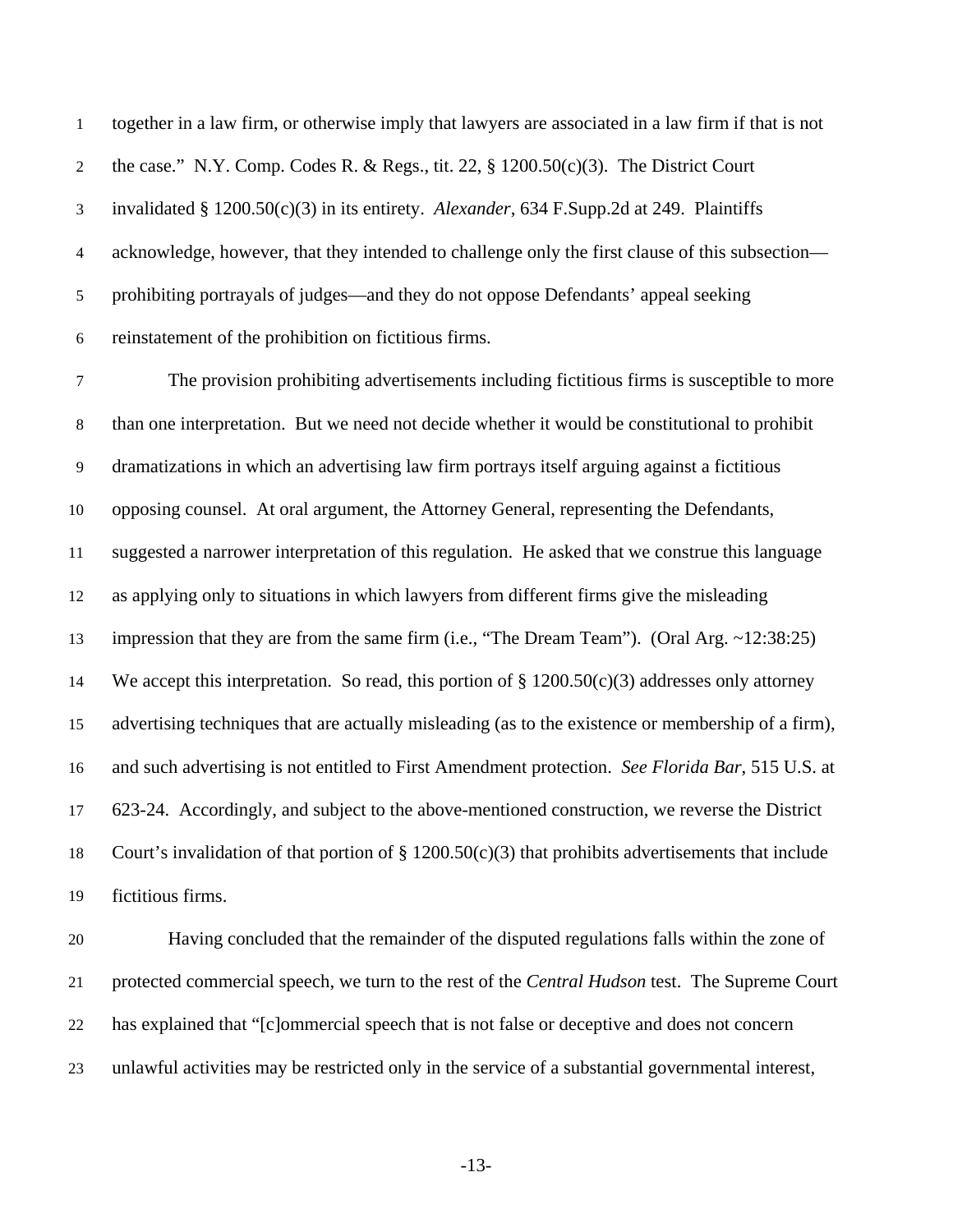together in a law firm, or otherwise imply that lawyers are associated in a law firm if that is not the case." N.Y. Comp. Codes R. & Regs., tit. 22, § 1200.50(c)(3). The District Court invalidated § 1200.50(c)(3) in its entirety. *Alexander*, 634 F.Supp.2d at 249. Plaintiffs acknowledge, however, that they intended to challenge only the first clause of this subsection—prohibiting portrayals of judges—and they do not oppose Defendants' appeal seeking reinstatement of the prohibition on fictitious firms.

The provision prohibiting advertisements including fictitious firms is susceptible to more than one interpretation. But we need not decide whether it would be constitutional to prohibit dramatizations in which an advertising law firm portrays itself arguing against a fictitious opposing counsel. At oral argument, the Attorney General, representing the Defendants, suggested a narrower interpretation of this regulation. He asked that we construe this language as applying only to situations in which lawyers from different firms give the misleading impression that they are from the same firm (i.e., "The Dream Team"). (Oral Arg. ~12:38:25) We accept this interpretation. So read, this portion of § 1200.50(c)(3) addresses only attorney advertising techniques that are actually misleading (as to the existence or membership of a firm), and such advertising is not entitled to First Amendment protection. *See Florida Bar*, 515 U.S. at 623-24. Accordingly, and subject to the above-mentioned construction, we reverse the District Court's invalidation of that portion of § 1200.50(c)(3) that prohibits advertisements that include fictitious firms.

Having concluded that the remainder of the disputed regulations falls within the zone of protected commercial speech, we turn to the rest of the *Central Hudson* test. The Supreme Court has explained that "[c]ommercial speech that is not false or deceptive and does not concern unlawful activities may be restricted only in the service of a substantial governmental interest,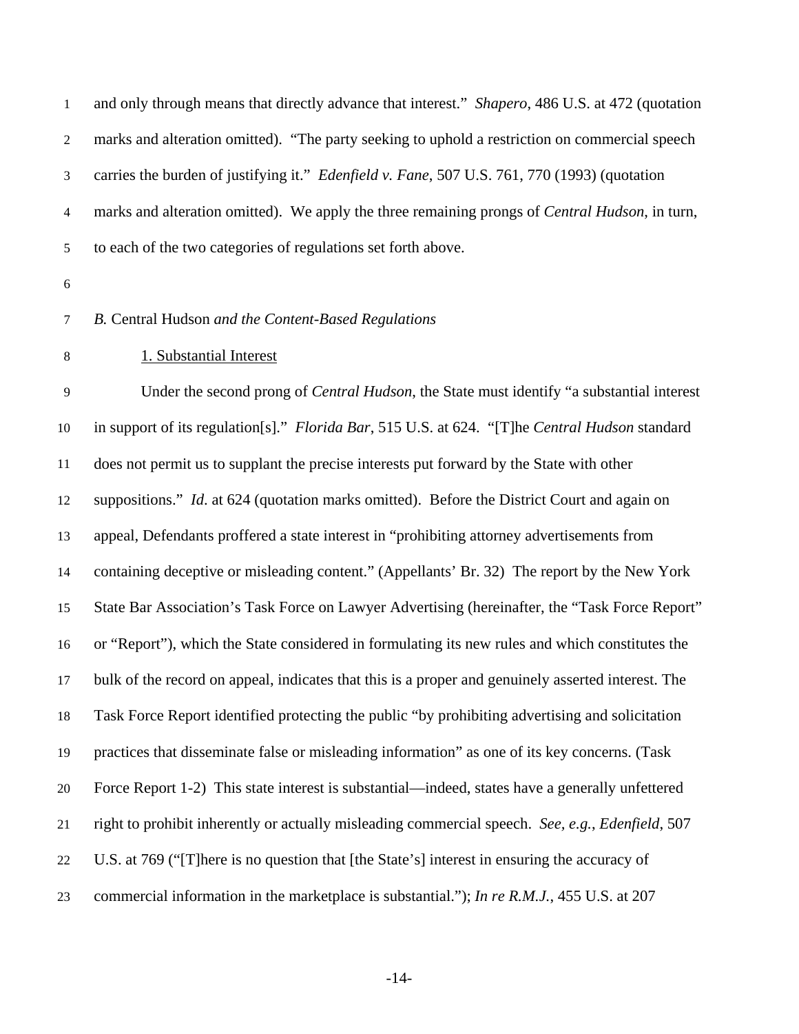and only through means that directly advance that interest." *Shapero*, 486 U.S. at 472 (quotation marks and alteration omitted). "The party seeking to uphold a restriction on commercial speech carries the burden of justifying it." *Edenfield v. Fane*, 507 U.S. 761, 770 (1993) (quotation marks and alteration omitted). We apply the three remaining prongs of *Central Hudson*, in turn, to each of the two categories of regulations set forth above.

### *B.* Central Hudson *and the Content-Based Regulations*

#### 1. Substantial Interest

Under the second prong of *Central Hudson*, the State must identify "a substantial interest in support of its regulation[s]." *Florida Bar*, 515 U.S. at 624. "[T]he *Central Hudson* standard does not permit us to supplant the precise interests put forward by the State with other suppositions." *Id*. at 624 (quotation marks omitted). Before the District Court and again on appeal, Defendants proffered a state interest in "prohibiting attorney advertisements from containing deceptive or misleading content." (Appellants' Br. 32) The report by the New York State Bar Association's Task Force on Lawyer Advertising (hereinafter, the "Task Force Report" or "Report"), which the State considered in formulating its new rules and which constitutes the bulk of the record on appeal, indicates that this is a proper and genuinely asserted interest. The Task Force Report identified protecting the public "by prohibiting advertising and solicitation practices that disseminate false or misleading information" as one of its key concerns. (Task Force Report 1-2) This state interest is substantial—indeed, states have a generally unfettered right to prohibit inherently or actually misleading commercial speech. *See, e.g.*, *Edenfield*, 507 U.S. at 769 ("[T]here is no question that [the State's] interest in ensuring the accuracy of commercial information in the marketplace is substantial."); *In re R.M.J.*, 455 U.S. at 207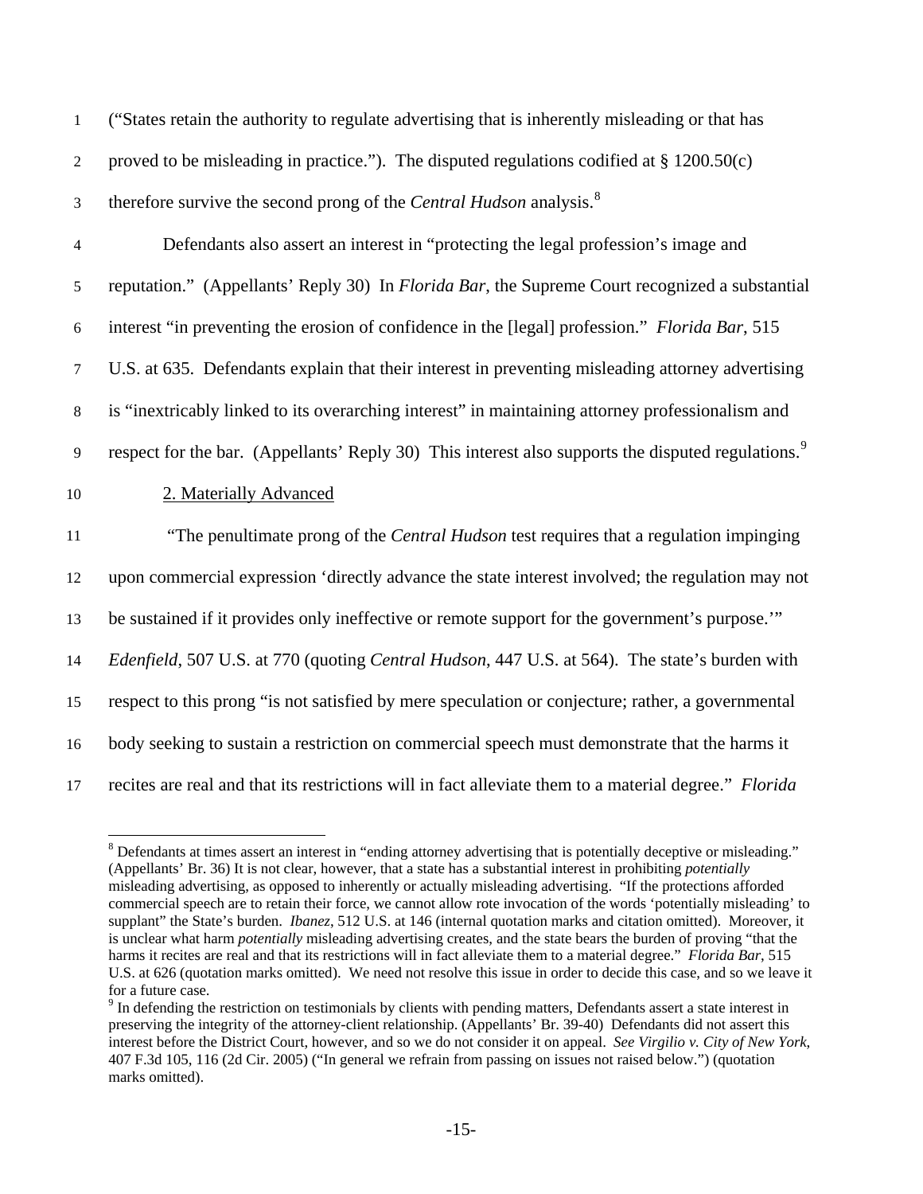("States retain the authority to regulate advertising that is inherently misleading or that has proved to be misleading in practice."). The disputed regulations codified at § 1200.50(c) therefore survive the second prong of the *Central Hudson* analysis.[8]

Defendants also assert an interest in "protecting the legal profession's image and reputation." (Appellants' Reply 30) In *Florida Bar*, the Supreme Court recognized a substantial interest "in preventing the erosion of confidence in the [legal] profession." *Florida Bar*, 515 U.S. at 635. Defendants explain that their interest in preventing misleading attorney advertising is "inextricably linked to its overarching interest" in maintaining attorney professionalism and respect for the bar. (Appellants' Reply 30) This interest also supports the disputed regulations.[9]

2. Materially Advanced

"The penultimate prong of the *Central Hudson* test requires that a regulation impinging upon commercial expression 'directly advance the state interest involved; the regulation may not be sustained if it provides only ineffective or remote support for the government's purpose.'" *Edenfield*, 507 U.S. at 770 (quoting *Central Hudson*, 447 U.S. at 564). The state's burden with respect to this prong "is not satisfied by mere speculation or conjecture; rather, a governmental body seeking to sustain a restriction on commercial speech must demonstrate that the harms it recites are real and that its restrictions will in fact alleviate them to a material degree." *Florida*

---

[8] Defendants at times assert an interest in "ending attorney advertising that is potentially deceptive or misleading." (Appellants' Br. 36) It is not clear, however, that a state has a substantial interest in prohibiting *potentially* misleading advertising, as opposed to inherently or actually misleading advertising. "If the protections afforded commercial speech are to retain their force, we cannot allow rote invocation of the words 'potentially misleading' to supplant" the State's burden. *Ibanez*, 512 U.S. at 146 (internal quotation marks and citation omitted). Moreover, it is unclear what harm *potentially* misleading advertising creates, and the state bears the burden of proving "that the harms it recites are real and that its restrictions will in fact alleviate them to a material degree." *Florida Bar*, 515 U.S. at 626 (quotation marks omitted). We need not resolve this issue in order to decide this case, and so we leave it for a future case.

[9] In defending the restriction on testimonials by clients with pending matters, Defendants assert a state interest in preserving the integrity of the attorney-client relationship. (Appellants' Br. 39-40) Defendants did not assert this interest before the District Court, however, and so we do not consider it on appeal. *See Virgilio v. City of New York*, 407 F.3d 105, 116 (2d Cir. 2005) ("In general we refrain from passing on issues not raised below.") (quotation marks omitted).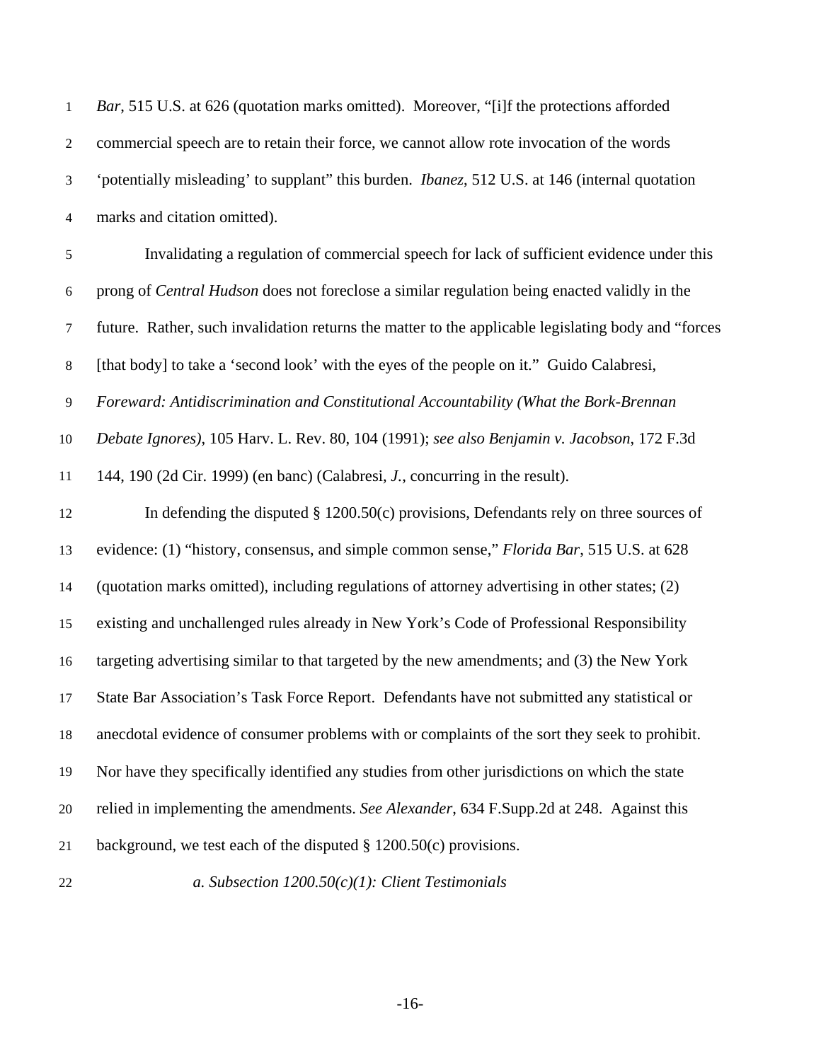*Bar*, 515 U.S. at 626 (quotation marks omitted). Moreover, "[i]f the protections afforded commercial speech are to retain their force, we cannot allow rote invocation of the words 'potentially misleading' to supplant" this burden. *Ibanez*, 512 U.S. at 146 (internal quotation marks and citation omitted).

Invalidating a regulation of commercial speech for lack of sufficient evidence under this prong of *Central Hudson* does not foreclose a similar regulation being enacted validly in the future. Rather, such invalidation returns the matter to the applicable legislating body and "forces [that body] to take a 'second look' with the eyes of the people on it." Guido Calabresi, *Foreward: Antidiscrimination and Constitutional Accountability (What the Bork-Brennan Debate Ignores)*, 105 Harv. L. Rev. 80, 104 (1991); *see also Benjamin v. Jacobson*, 172 F.3d 144, 190 (2d Cir. 1999) (en banc) (Calabresi, *J.*, concurring in the result).

In defending the disputed § 1200.50(c) provisions, Defendants rely on three sources of evidence: (1) "history, consensus, and simple common sense," *Florida Bar*, 515 U.S. at 628 (quotation marks omitted), including regulations of attorney advertising in other states; (2) existing and unchallenged rules already in New York's Code of Professional Responsibility targeting advertising similar to that targeted by the new amendments; and (3) the New York State Bar Association's Task Force Report. Defendants have not submitted any statistical or anecdotal evidence of consumer problems with or complaints of the sort they seek to prohibit. Nor have they specifically identified any studies from other jurisdictions on which the state relied in implementing the amendments. *See Alexander*, 634 F.Supp.2d at 248. Against this background, we test each of the disputed § 1200.50(c) provisions.

*a. Subsection 1200.50(c)(1): Client Testimonials*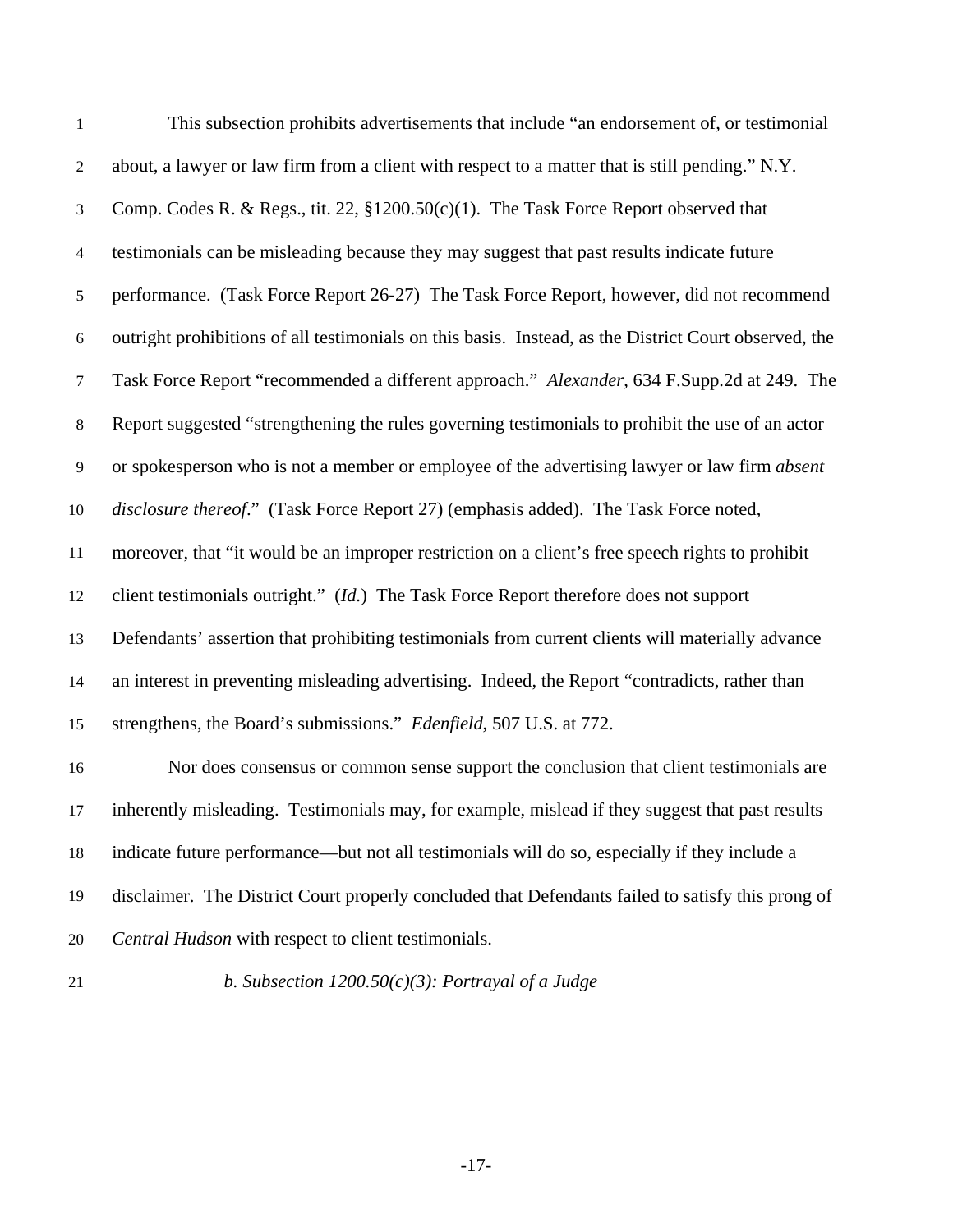This subsection prohibits advertisements that include "an endorsement of, or testimonial about, a lawyer or law firm from a client with respect to a matter that is still pending." N.Y. Comp. Codes R. & Regs., tit. 22, §1200.50(c)(1). The Task Force Report observed that testimonials can be misleading because they may suggest that past results indicate future performance. (Task Force Report 26-27) The Task Force Report, however, did not recommend outright prohibitions of all testimonials on this basis. Instead, as the District Court observed, the Task Force Report "recommended a different approach." *Alexander*, 634 F.Supp.2d at 249. The Report suggested "strengthening the rules governing testimonials to prohibit the use of an actor or spokesperson who is not a member or employee of the advertising lawyer or law firm *absent disclosure thereof*." (Task Force Report 27) (emphasis added). The Task Force noted, moreover, that "it would be an improper restriction on a client's free speech rights to prohibit client testimonials outright." (*Id.*) The Task Force Report therefore does not support Defendants' assertion that prohibiting testimonials from current clients will materially advance an interest in preventing misleading advertising. Indeed, the Report "contradicts, rather than strengthens, the Board's submissions." *Edenfield*, 507 U.S. at 772.

Nor does consensus or common sense support the conclusion that client testimonials are inherently misleading. Testimonials may, for example, mislead if they suggest that past results indicate future performance—but not all testimonials will do so, especially if they include a disclaimer. The District Court properly concluded that Defendants failed to satisfy this prong of *Central Hudson* with respect to client testimonials.

*b. Subsection 1200.50(c)(3): Portrayal of a Judge*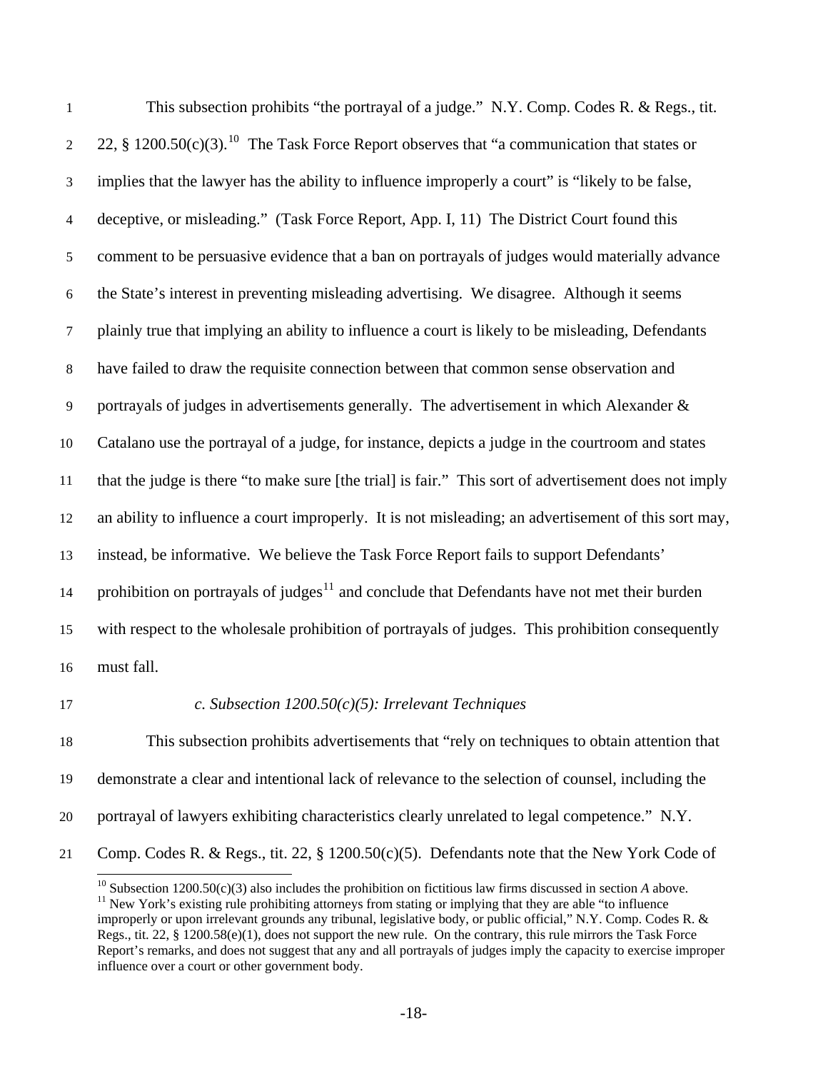This subsection prohibits "the portrayal of a judge." N.Y. Comp. Codes R. & Regs., tit. 22, § 1200.50(c)(3).[10] The Task Force Report observes that "a communication that states or implies that the lawyer has the ability to influence improperly a court" is "likely to be false, deceptive, or misleading." (Task Force Report, App. I, 11) The District Court found this comment to be persuasive evidence that a ban on portrayals of judges would materially advance the State's interest in preventing misleading advertising. We disagree. Although it seems plainly true that implying an ability to influence a court is likely to be misleading, Defendants have failed to draw the requisite connection between that common sense observation and portrayals of judges in advertisements generally. The advertisement in which Alexander & Catalano use the portrayal of a judge, for instance, depicts a judge in the courtroom and states that the judge is there "to make sure [the trial] is fair." This sort of advertisement does not imply an ability to influence a court improperly. It is not misleading; an advertisement of this sort may, instead, be informative. We believe the Task Force Report fails to support Defendants' prohibition on portrayals of judges[11] and conclude that Defendants have not met their burden with respect to the wholesale prohibition of portrayals of judges. This prohibition consequently must fall.

*c. Subsection 1200.50(c)(5): Irrelevant Techniques*

This subsection prohibits advertisements that "rely on techniques to obtain attention that demonstrate a clear and intentional lack of relevance to the selection of counsel, including the portrayal of lawyers exhibiting characteristics clearly unrelated to legal competence." N.Y. Comp. Codes R. & Regs., tit. 22, § 1200.50(c)(5). Defendants note that the New York Code of

---

[10] Subsection 1200.50(c)(3) also includes the prohibition on fictitious law firms discussed in section *A* above.

[11] New York's existing rule prohibiting attorneys from stating or implying that they are able "to influence improperly or upon irrelevant grounds any tribunal, legislative body, or public official," N.Y. Comp. Codes R. & Regs., tit. 22, § 1200.58(e)(1), does not support the new rule. On the contrary, this rule mirrors the Task Force Report's remarks, and does not suggest that any and all portrayals of judges imply the capacity to exercise improper influence over a court or other government body.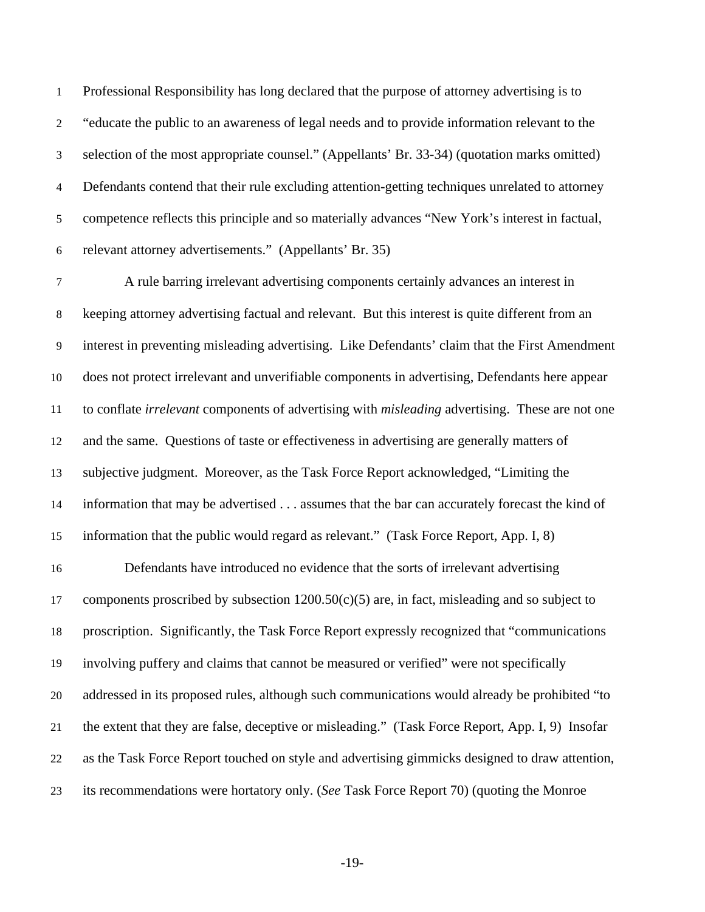Professional Responsibility has long declared that the purpose of attorney advertising is to "educate the public to an awareness of legal needs and to provide information relevant to the selection of the most appropriate counsel." (Appellants' Br. 33-34) (quotation marks omitted) Defendants contend that their rule excluding attention-getting techniques unrelated to attorney competence reflects this principle and so materially advances "New York's interest in factual, relevant attorney advertisements." (Appellants' Br. 35)

A rule barring irrelevant advertising components certainly advances an interest in keeping attorney advertising factual and relevant. But this interest is quite different from an interest in preventing misleading advertising. Like Defendants' claim that the First Amendment does not protect irrelevant and unverifiable components in advertising, Defendants here appear to conflate *irrelevant* components of advertising with *misleading* advertising. These are not one and the same. Questions of taste or effectiveness in advertising are generally matters of subjective judgment. Moreover, as the Task Force Report acknowledged, "Limiting the information that may be advertised . . . assumes that the bar can accurately forecast the kind of information that the public would regard as relevant." (Task Force Report, App. I, 8)

Defendants have introduced no evidence that the sorts of irrelevant advertising components proscribed by subsection 1200.50(c)(5) are, in fact, misleading and so subject to proscription. Significantly, the Task Force Report expressly recognized that "communications involving puffery and claims that cannot be measured or verified" were not specifically addressed in its proposed rules, although such communications would already be prohibited "to the extent that they are false, deceptive or misleading." (Task Force Report, App. I, 9) Insofar as the Task Force Report touched on style and advertising gimmicks designed to draw attention, its recommendations were hortatory only. (*See* Task Force Report 70) (quoting the Monroe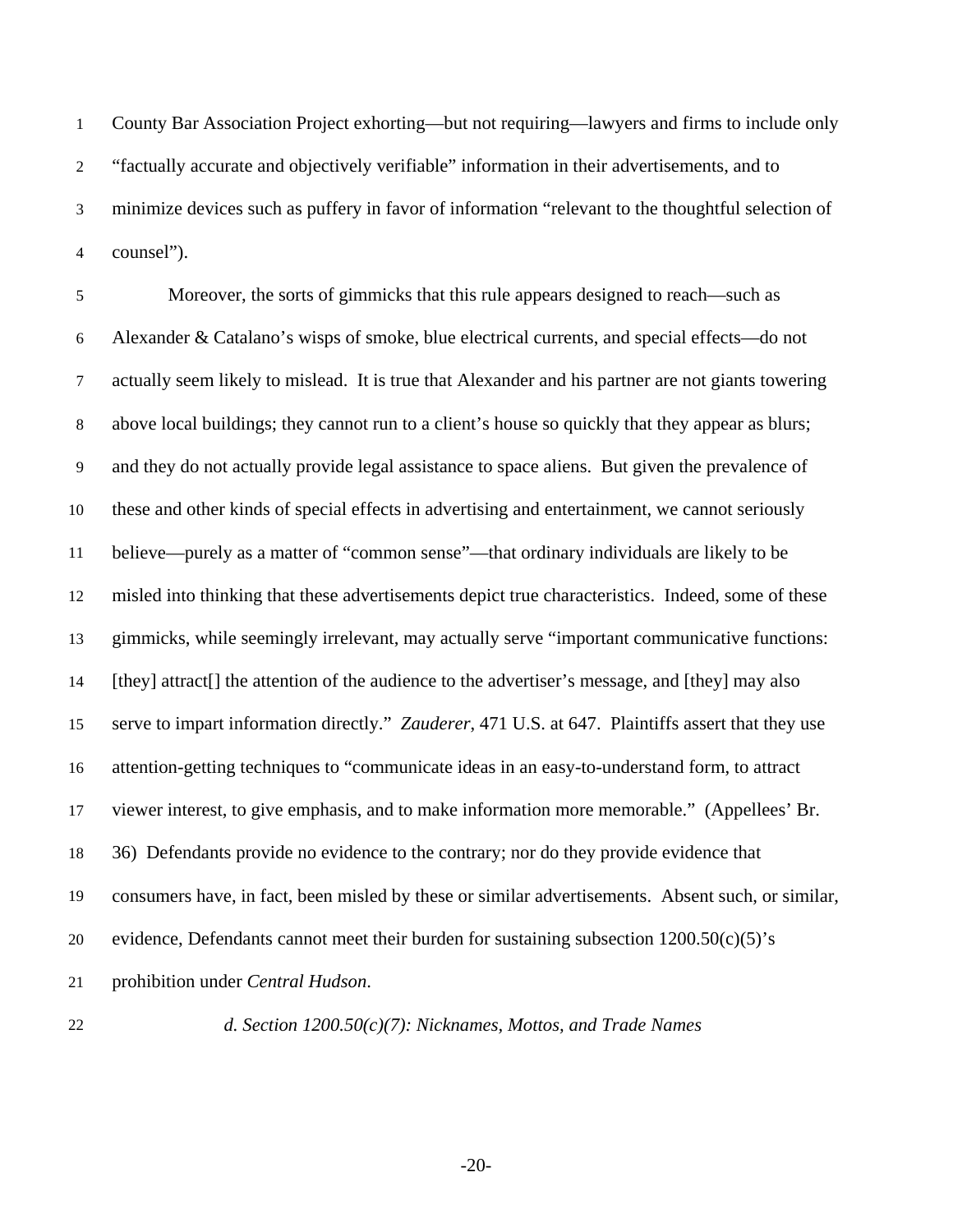County Bar Association Project exhorting—but not requiring—lawyers and firms to include only "factually accurate and objectively verifiable" information in their advertisements, and to minimize devices such as puffery in favor of information "relevant to the thoughtful selection of counsel").

Moreover, the sorts of gimmicks that this rule appears designed to reach—such as Alexander & Catalano's wisps of smoke, blue electrical currents, and special effects—do not actually seem likely to mislead. It is true that Alexander and his partner are not giants towering above local buildings; they cannot run to a client's house so quickly that they appear as blurs; and they do not actually provide legal assistance to space aliens. But given the prevalence of these and other kinds of special effects in advertising and entertainment, we cannot seriously believe—purely as a matter of "common sense"—that ordinary individuals are likely to be misled into thinking that these advertisements depict true characteristics. Indeed, some of these gimmicks, while seemingly irrelevant, may actually serve "important communicative functions: [they] attract[] the attention of the audience to the advertiser's message, and [they] may also serve to impart information directly." *Zauderer*, 471 U.S. at 647. Plaintiffs assert that they use attention-getting techniques to "communicate ideas in an easy-to-understand form, to attract viewer interest, to give emphasis, and to make information more memorable." (Appellees' Br. 36) Defendants provide no evidence to the contrary; nor do they provide evidence that consumers have, in fact, been misled by these or similar advertisements. Absent such, or similar, evidence, Defendants cannot meet their burden for sustaining subsection 1200.50(c)(5)'s prohibition under *Central Hudson*.

*d. Section 1200.50(c)(7): Nicknames, Mottos, and Trade Names*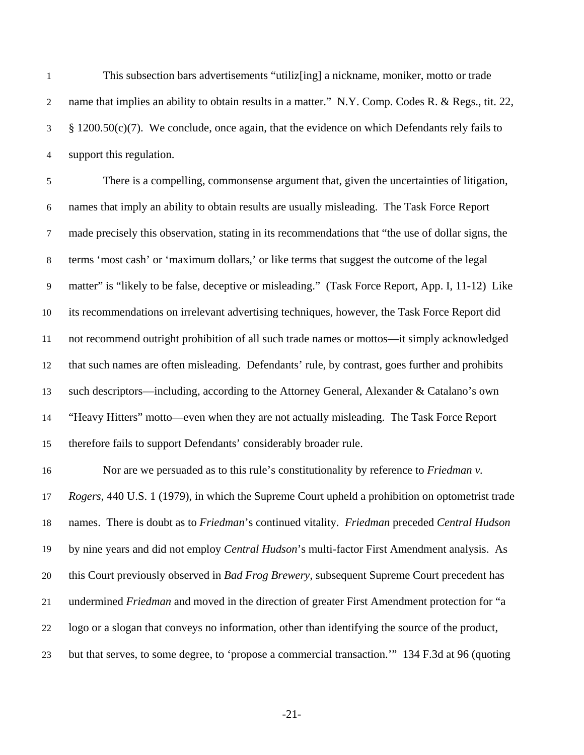This subsection bars advertisements "utiliz[ing] a nickname, moniker, motto or trade name that implies an ability to obtain results in a matter." N.Y. Comp. Codes R. & Regs., tit. 22, § 1200.50(c)(7). We conclude, once again, that the evidence on which Defendants rely fails to support this regulation.

There is a compelling, commonsense argument that, given the uncertainties of litigation, names that imply an ability to obtain results are usually misleading. The Task Force Report made precisely this observation, stating in its recommendations that "the use of dollar signs, the terms 'most cash' or 'maximum dollars,' or like terms that suggest the outcome of the legal matter" is "likely to be false, deceptive or misleading." (Task Force Report, App. I, 11-12) Like its recommendations on irrelevant advertising techniques, however, the Task Force Report did not recommend outright prohibition of all such trade names or mottos—it simply acknowledged that such names are often misleading. Defendants' rule, by contrast, goes further and prohibits such descriptors—including, according to the Attorney General, Alexander & Catalano's own "Heavy Hitters" motto—even when they are not actually misleading. The Task Force Report therefore fails to support Defendants' considerably broader rule.

Nor are we persuaded as to this rule's constitutionality by reference to *Friedman v. Rogers*, 440 U.S. 1 (1979), in which the Supreme Court upheld a prohibition on optometrist trade names. There is doubt as to *Friedman*'s continued vitality. *Friedman* preceded *Central Hudson* by nine years and did not employ *Central Hudson*'s multi-factor First Amendment analysis. As this Court previously observed in *Bad Frog Brewery*, subsequent Supreme Court precedent has undermined *Friedman* and moved in the direction of greater First Amendment protection for "a logo or a slogan that conveys no information, other than identifying the source of the product, but that serves, to some degree, to 'propose a commercial transaction.'" 134 F.3d at 96 (quoting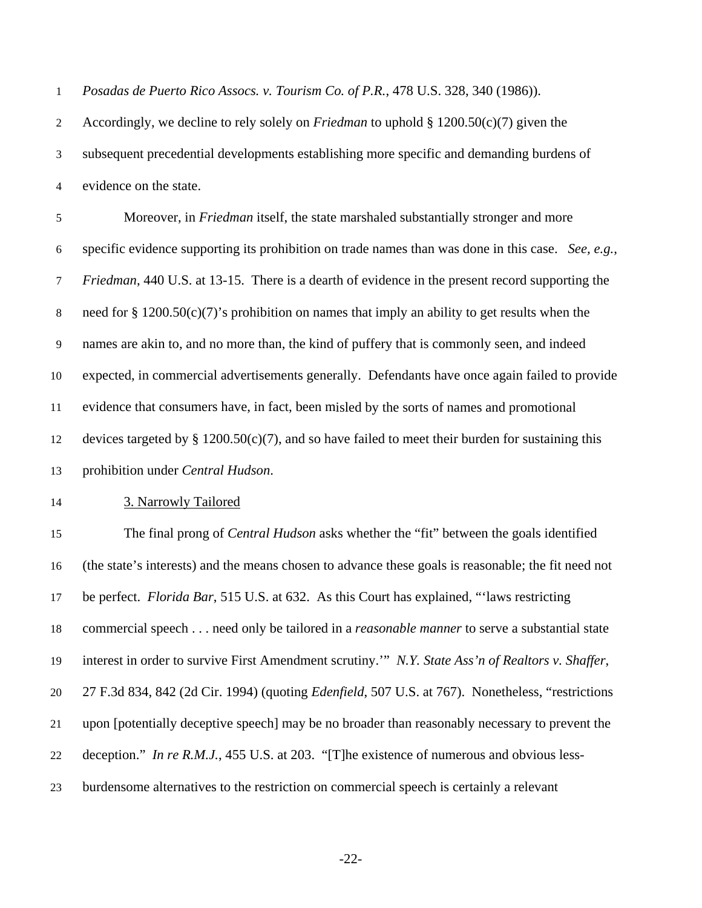*Posadas de Puerto Rico Assocs. v. Tourism Co. of P.R.*, 478 U.S. 328, 340 (1986)). Accordingly, we decline to rely solely on *Friedman* to uphold § 1200.50(c)(7) given the subsequent precedential developments establishing more specific and demanding burdens of evidence on the state.

Moreover, in *Friedman* itself, the state marshaled substantially stronger and more specific evidence supporting its prohibition on trade names than was done in this case. *See, e.g.*, *Friedman*, 440 U.S. at 13-15. There is a dearth of evidence in the present record supporting the need for § 1200.50(c)(7)'s prohibition on names that imply an ability to get results when the names are akin to, and no more than, the kind of puffery that is commonly seen, and indeed expected, in commercial advertisements generally. Defendants have once again failed to provide evidence that consumers have, in fact, been misled by the sorts of names and promotional devices targeted by § 1200.50(c)(7), and so have failed to meet their burden for sustaining this prohibition under *Central Hudson*.

3. Narrowly Tailored

The final prong of *Central Hudson* asks whether the "fit" between the goals identified (the state's interests) and the means chosen to advance these goals is reasonable; the fit need not be perfect. *Florida Bar*, 515 U.S. at 632. As this Court has explained, "'laws restricting commercial speech . . . need only be tailored in a *reasonable manner* to serve a substantial state interest in order to survive First Amendment scrutiny.'" *N.Y. State Ass'n of Realtors v. Shaffer*, 27 F.3d 834, 842 (2d Cir. 1994) (quoting *Edenfield*, 507 U.S. at 767). Nonetheless, "restrictions upon [potentially deceptive speech] may be no broader than reasonably necessary to prevent the deception." *In re R.M.J.*, 455 U.S. at 203. "[T]he existence of numerous and obvious less-burdensome alternatives to the restriction on commercial speech is certainly a relevant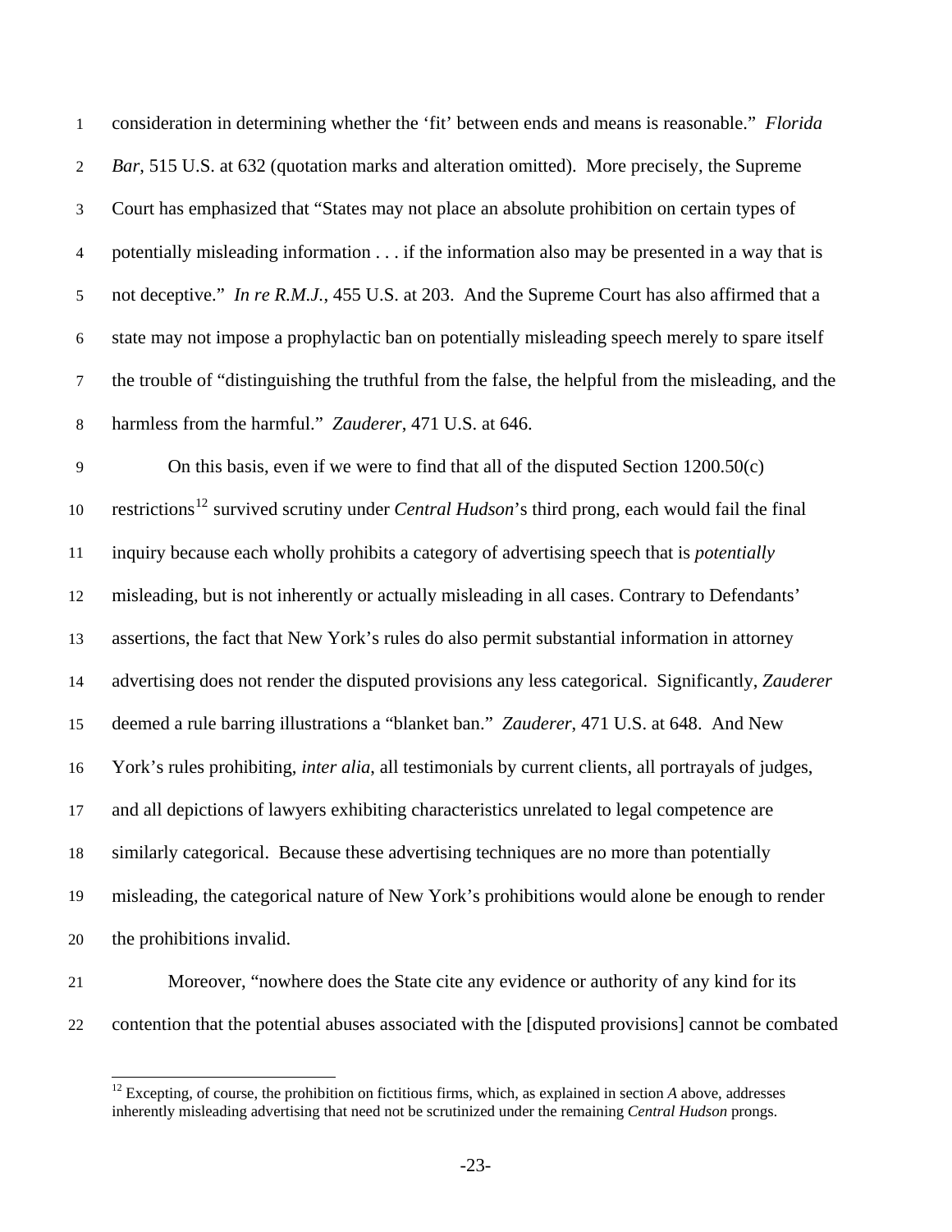consideration in determining whether the 'fit' between ends and means is reasonable." *Florida Bar*, 515 U.S. at 632 (quotation marks and alteration omitted). More precisely, the Supreme Court has emphasized that "States may not place an absolute prohibition on certain types of potentially misleading information . . . if the information also may be presented in a way that is not deceptive." *In re R.M.J.*, 455 U.S. at 203. And the Supreme Court has also affirmed that a state may not impose a prophylactic ban on potentially misleading speech merely to spare itself the trouble of "distinguishing the truthful from the false, the helpful from the misleading, and the harmless from the harmful." *Zauderer*, 471 U.S. at 646.

On this basis, even if we were to find that all of the disputed Section 1200.50(c) restrictions[12] survived scrutiny under *Central Hudson*'s third prong, each would fail the final inquiry because each wholly prohibits a category of advertising speech that is *potentially* misleading, but is not inherently or actually misleading in all cases. Contrary to Defendants' assertions, the fact that New York's rules do also permit substantial information in attorney advertising does not render the disputed provisions any less categorical. Significantly, *Zauderer* deemed a rule barring illustrations a "blanket ban." *Zauderer*, 471 U.S. at 648. And New York's rules prohibiting, *inter alia*, all testimonials by current clients, all portrayals of judges, and all depictions of lawyers exhibiting characteristics unrelated to legal competence are similarly categorical. Because these advertising techniques are no more than potentially misleading, the categorical nature of New York's prohibitions would alone be enough to render the prohibitions invalid.

Moreover, "nowhere does the State cite any evidence or authority of any kind for its contention that the potential abuses associated with the [disputed provisions] cannot be combated

[12] Excepting, of course, the prohibition on fictitious firms, which, as explained in section *A* above, addresses inherently misleading advertising that need not be scrutinized under the remaining *Central Hudson* prongs.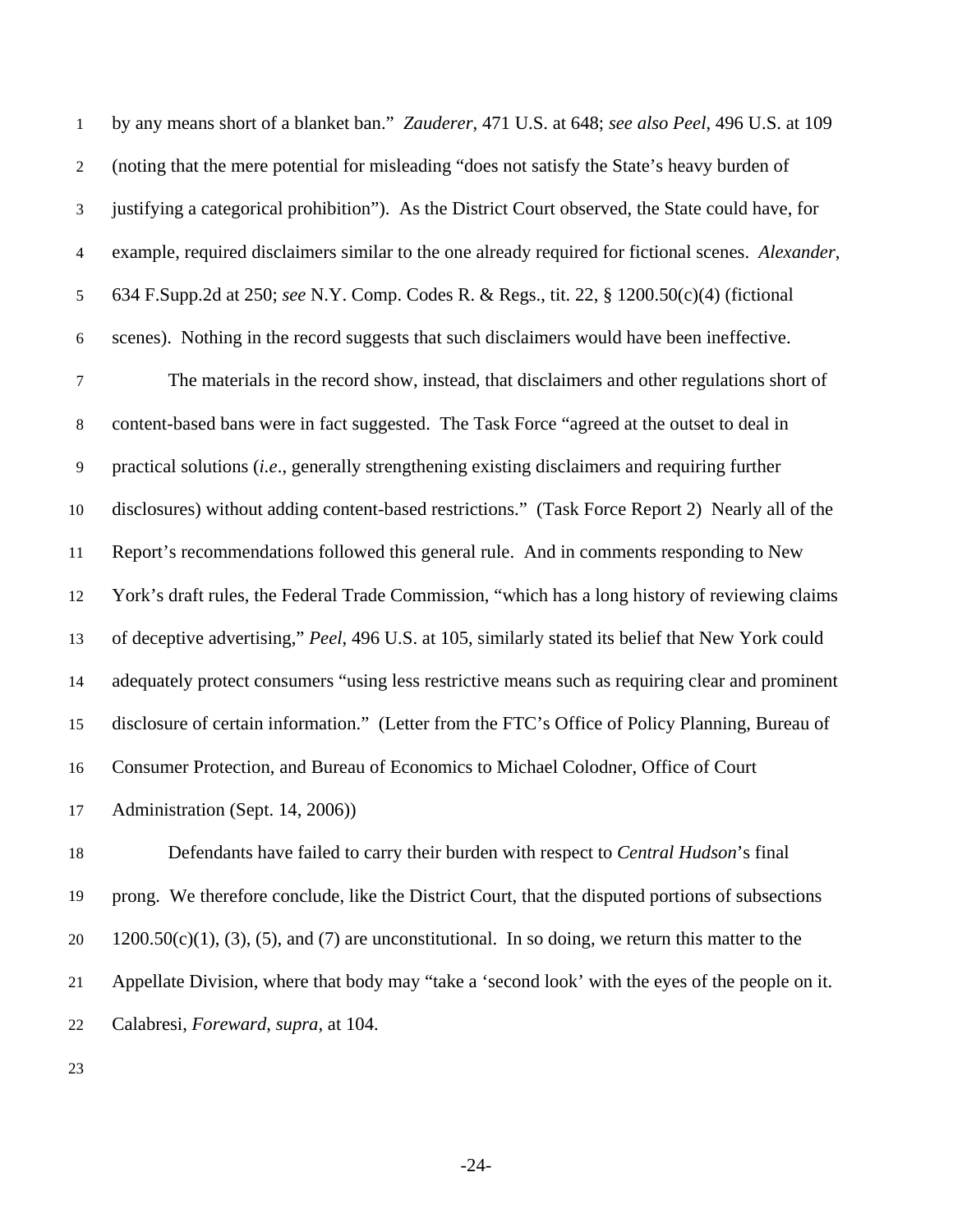by any means short of a blanket ban." *Zauderer*, 471 U.S. at 648; *see also Peel*, 496 U.S. at 109 (noting that the mere potential for misleading "does not satisfy the State's heavy burden of justifying a categorical prohibition"). As the District Court observed, the State could have, for example, required disclaimers similar to the one already required for fictional scenes. *Alexander*, 634 F.Supp.2d at 250; *see* N.Y. Comp. Codes R. & Regs., tit. 22, § 1200.50(c)(4) (fictional scenes). Nothing in the record suggests that such disclaimers would have been ineffective.

The materials in the record show, instead, that disclaimers and other regulations short of content-based bans were in fact suggested. The Task Force "agreed at the outset to deal in practical solutions (*i.e*., generally strengthening existing disclaimers and requiring further disclosures) without adding content-based restrictions." (Task Force Report 2) Nearly all of the Report's recommendations followed this general rule. And in comments responding to New York's draft rules, the Federal Trade Commission, "which has a long history of reviewing claims of deceptive advertising," *Peel*, 496 U.S. at 105, similarly stated its belief that New York could adequately protect consumers "using less restrictive means such as requiring clear and prominent disclosure of certain information." (Letter from the FTC's Office of Policy Planning, Bureau of Consumer Protection, and Bureau of Economics to Michael Colodner, Office of Court Administration (Sept. 14, 2006))

Defendants have failed to carry their burden with respect to *Central Hudson*'s final prong. We therefore conclude, like the District Court, that the disputed portions of subsections 1200.50(c)(1), (3), (5), and (7) are unconstitutional. In so doing, we return this matter to the Appellate Division, where that body may "take a 'second look' with the eyes of the people on it. Calabresi, *Foreward*, *supra*, at 104.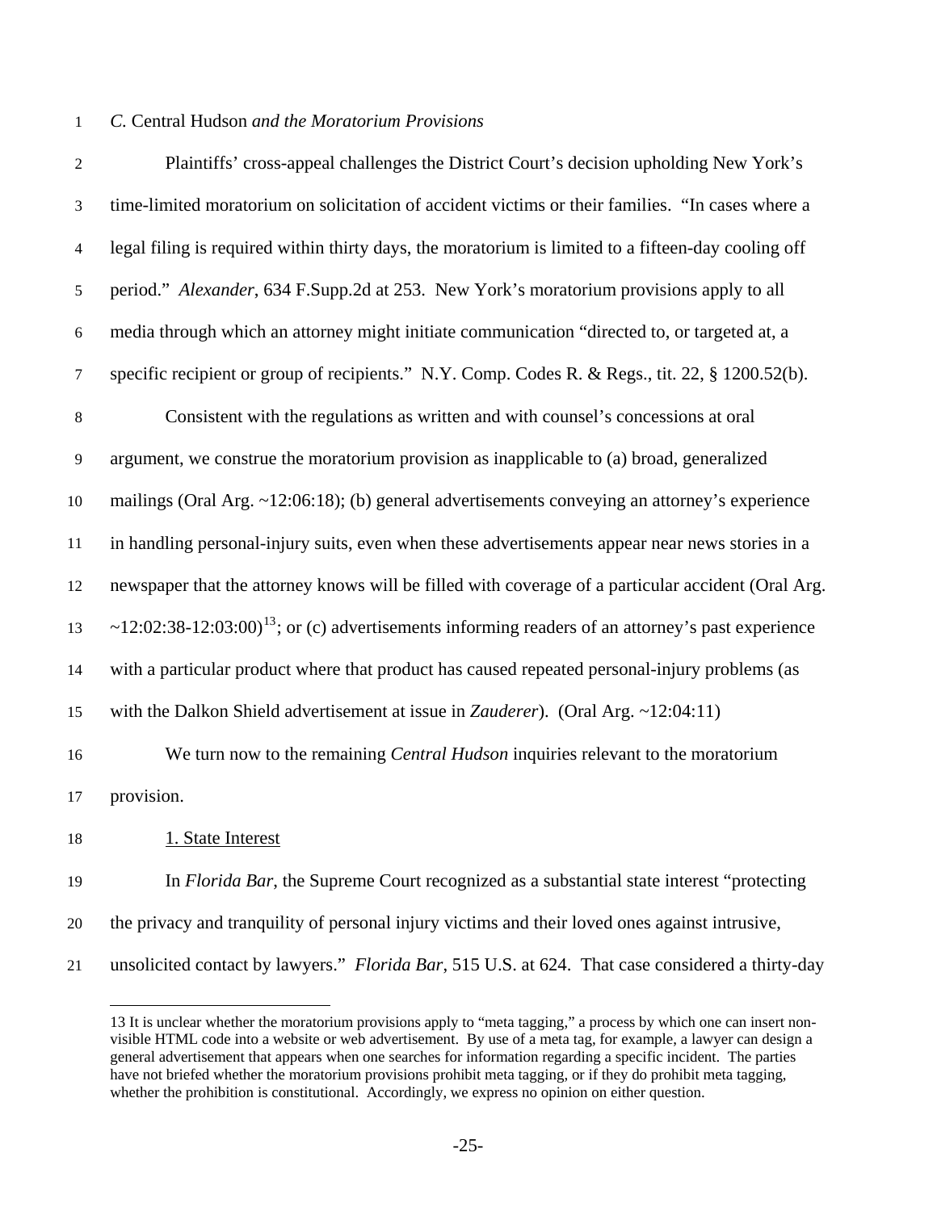*C.* Central Hudson *and the Moratorium Provisions*

Plaintiffs' cross-appeal challenges the District Court's decision upholding New York's time-limited moratorium on solicitation of accident victims or their families. "In cases where a legal filing is required within thirty days, the moratorium is limited to a fifteen-day cooling off period." *Alexander*, 634 F.Supp.2d at 253. New York's moratorium provisions apply to all media through which an attorney might initiate communication "directed to, or targeted at, a specific recipient or group of recipients." N.Y. Comp. Codes R. & Regs., tit. 22, § 1200.52(b).

Consistent with the regulations as written and with counsel's concessions at oral argument, we construe the moratorium provision as inapplicable to (a) broad, generalized mailings (Oral Arg. ~12:06:18); (b) general advertisements conveying an attorney's experience in handling personal-injury suits, even when these advertisements appear near news stories in a newspaper that the attorney knows will be filled with coverage of a particular accident (Oral Arg. ~12:02:38-12:03:00)[13]; or (c) advertisements informing readers of an attorney's past experience with a particular product where that product has caused repeated personal-injury problems (as with the Dalkon Shield advertisement at issue in *Zauderer*). (Oral Arg. ~12:04:11)

We turn now to the remaining *Central Hudson* inquiries relevant to the moratorium provision.

1. State Interest

In *Florida Bar*, the Supreme Court recognized as a substantial state interest "protecting the privacy and tranquility of personal injury victims and their loved ones against intrusive, unsolicited contact by lawyers." *Florida Bar*, 515 U.S. at 624. That case considered a thirty-day

---

13 It is unclear whether the moratorium provisions apply to "meta tagging," a process by which one can insert non-visible HTML code into a website or web advertisement. By use of a meta tag, for example, a lawyer can design a general advertisement that appears when one searches for information regarding a specific incident. The parties have not briefed whether the moratorium provisions prohibit meta tagging, or if they do prohibit meta tagging, whether the prohibition is constitutional. Accordingly, we express no opinion on either question.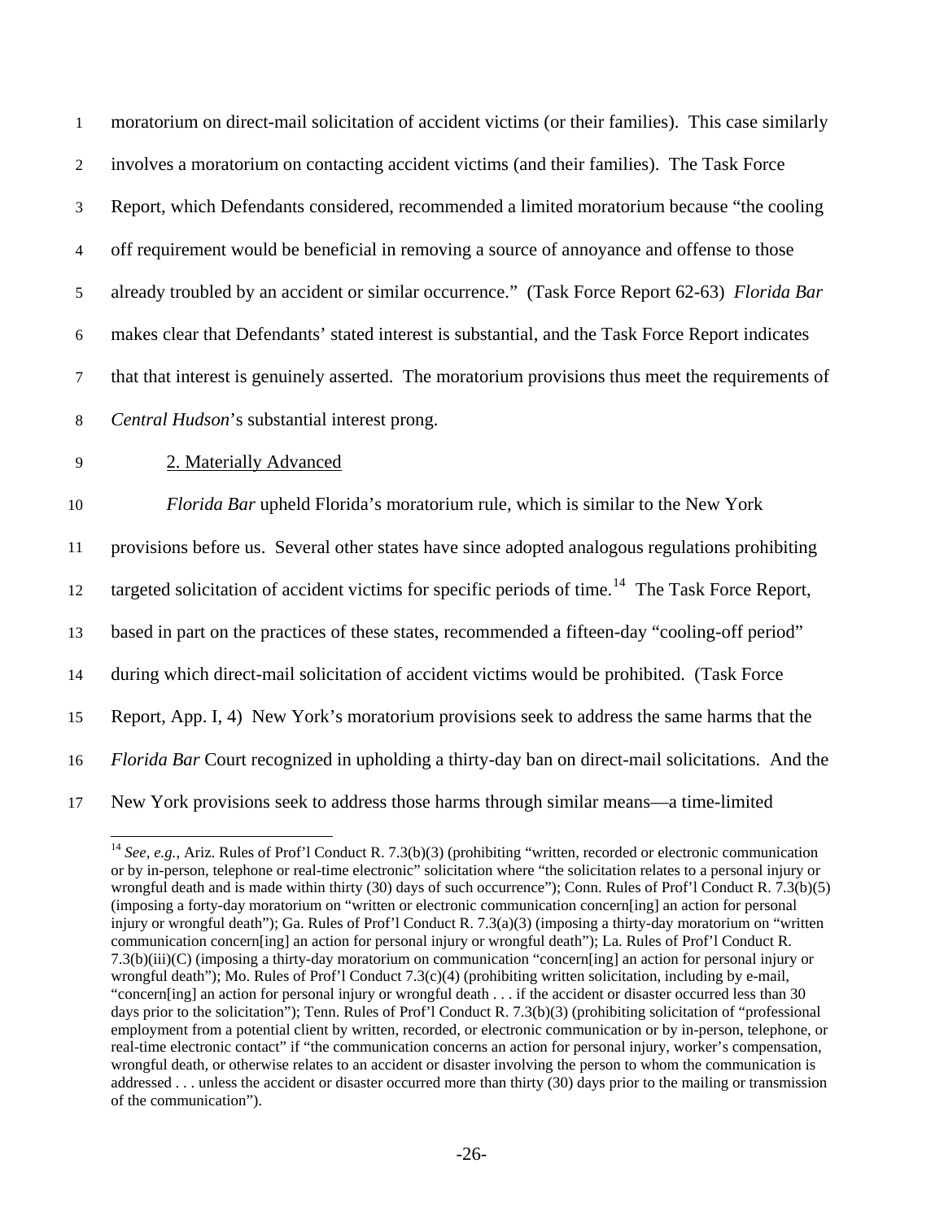moratorium on direct-mail solicitation of accident victims (or their families). This case similarly involves a moratorium on contacting accident victims (and their families). The Task Force Report, which Defendants considered, recommended a limited moratorium because "the cooling off requirement would be beneficial in removing a source of annoyance and offense to those already troubled by an accident or similar occurrence." (Task Force Report 62-63) *Florida Bar* makes clear that Defendants' stated interest is substantial, and the Task Force Report indicates that that interest is genuinely asserted. The moratorium provisions thus meet the requirements of *Central Hudson*'s substantial interest prong.

2. Materially Advanced

*Florida Bar* upheld Florida's moratorium rule, which is similar to the New York provisions before us. Several other states have since adopted analogous regulations prohibiting targeted solicitation of accident victims for specific periods of time.[14] The Task Force Report, based in part on the practices of these states, recommended a fifteen-day "cooling-off period" during which direct-mail solicitation of accident victims would be prohibited. (Task Force Report, App. I, 4) New York's moratorium provisions seek to address the same harms that the *Florida Bar* Court recognized in upholding a thirty-day ban on direct-mail solicitations. And the New York provisions seek to address those harms through similar means—a time-limited

---

[14] *See, e.g.*, Ariz. Rules of Prof'l Conduct R. 7.3(b)(3) (prohibiting "written, recorded or electronic communication or by in-person, telephone or real-time electronic" solicitation where "the solicitation relates to a personal injury or wrongful death and is made within thirty (30) days of such occurrence"); Conn. Rules of Prof'l Conduct R. 7.3(b)(5) (imposing a forty-day moratorium on "written or electronic communication concern[ing] an action for personal injury or wrongful death"); Ga. Rules of Prof'l Conduct R. 7.3(a)(3) (imposing a thirty-day moratorium on "written communication concern[ing] an action for personal injury or wrongful death"); La. Rules of Prof'l Conduct R. 7.3(b)(iii)(C) (imposing a thirty-day moratorium on communication "concern[ing] an action for personal injury or wrongful death"); Mo. Rules of Prof'l Conduct 7.3(c)(4) (prohibiting written solicitation, including by e-mail, "concern[ing] an action for personal injury or wrongful death . . . if the accident or disaster occurred less than 30 days prior to the solicitation"); Tenn. Rules of Prof'l Conduct R. 7.3(b)(3) (prohibiting solicitation of "professional employment from a potential client by written, recorded, or electronic communication or by in-person, telephone, or real-time electronic contact" if "the communication concerns an action for personal injury, worker's compensation, wrongful death, or otherwise relates to an accident or disaster involving the person to whom the communication is addressed . . . unless the accident or disaster occurred more than thirty (30) days prior to the mailing or transmission of the communication").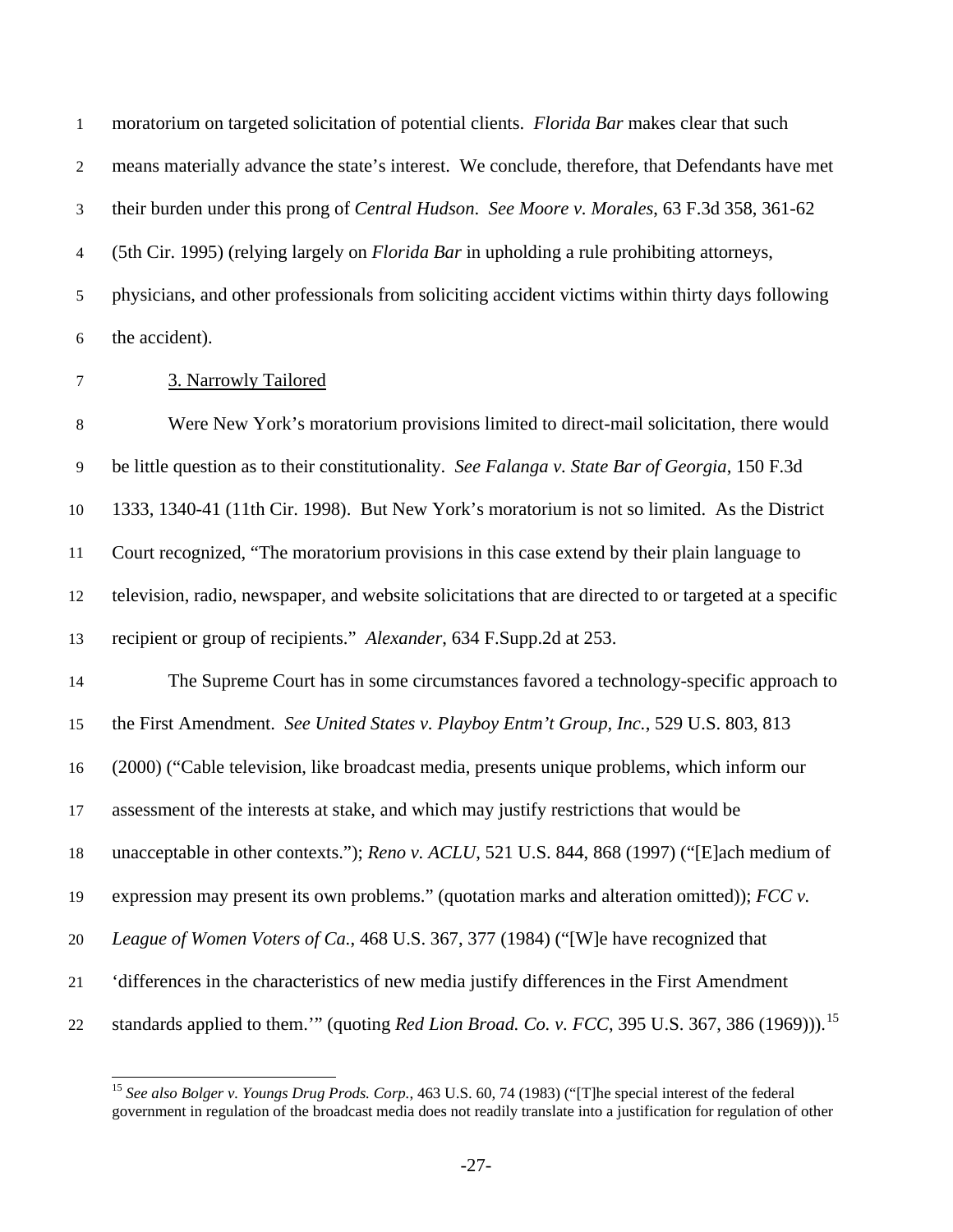moratorium on targeted solicitation of potential clients. *Florida Bar* makes clear that such means materially advance the state's interest. We conclude, therefore, that Defendants have met their burden under this prong of *Central Hudson*. *See Moore v. Morales*, 63 F.3d 358, 361-62 (5th Cir. 1995) (relying largely on *Florida Bar* in upholding a rule prohibiting attorneys, physicians, and other professionals from soliciting accident victims within thirty days following the accident).

3. Narrowly Tailored

Were New York's moratorium provisions limited to direct-mail solicitation, there would be little question as to their constitutionality. *See Falanga v. State Bar of Georgia*, 150 F.3d 1333, 1340-41 (11th Cir. 1998). But New York's moratorium is not so limited. As the District Court recognized, "The moratorium provisions in this case extend by their plain language to television, radio, newspaper, and website solicitations that are directed to or targeted at a specific recipient or group of recipients." *Alexander*, 634 F.Supp.2d at 253.

The Supreme Court has in some circumstances favored a technology-specific approach to the First Amendment. *See United States v. Playboy Entm't Group, Inc.*, 529 U.S. 803, 813 (2000) ("Cable television, like broadcast media, presents unique problems, which inform our assessment of the interests at stake, and which may justify restrictions that would be unacceptable in other contexts."); *Reno v. ACLU*, 521 U.S. 844, 868 (1997) ("[E]ach medium of expression may present its own problems." (quotation marks and alteration omitted)); *FCC v. League of Women Voters of Ca.*, 468 U.S. 367, 377 (1984) ("[W]e have recognized that 'differences in the characteristics of new media justify differences in the First Amendment standards applied to them.'" (quoting *Red Lion Broad. Co. v. FCC*, 395 U.S. 367, 386 (1969))).[15]

[15] *See also Bolger v. Youngs Drug Prods. Corp.*, 463 U.S. 60, 74 (1983) ("[T]he special interest of the federal government in regulation of the broadcast media does not readily translate into a justification for regulation of other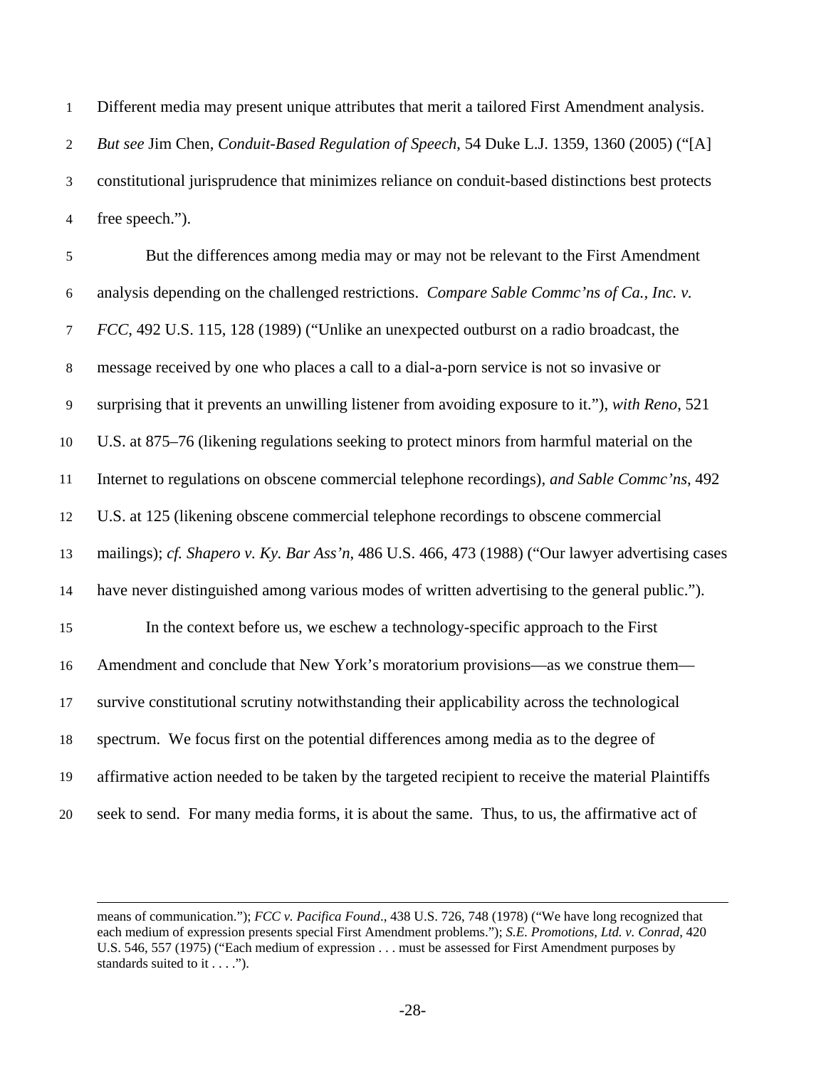Different media may present unique attributes that merit a tailored First Amendment analysis. *But see* Jim Chen, *Conduit-Based Regulation of Speech*, 54 Duke L.J. 1359, 1360 (2005) ("[A] constitutional jurisprudence that minimizes reliance on conduit-based distinctions best protects free speech.").

But the differences among media may or may not be relevant to the First Amendment analysis depending on the challenged restrictions. *Compare Sable Commc'ns of Ca., Inc. v. FCC*, 492 U.S. 115, 128 (1989) ("Unlike an unexpected outburst on a radio broadcast, the message received by one who places a call to a dial-a-porn service is not so invasive or surprising that it prevents an unwilling listener from avoiding exposure to it."), *with Reno*, 521 U.S. at 875–76 (likening regulations seeking to protect minors from harmful material on the Internet to regulations on obscene commercial telephone recordings), *and Sable Commc'ns*, 492 U.S. at 125 (likening obscene commercial telephone recordings to obscene commercial mailings); *cf. Shapero v. Ky. Bar Ass'n*, 486 U.S. 466, 473 (1988) ("Our lawyer advertising cases have never distinguished among various modes of written advertising to the general public.").

In the context before us, we eschew a technology-specific approach to the First Amendment and conclude that New York's moratorium provisions—as we construe them—survive constitutional scrutiny notwithstanding their applicability across the technological spectrum. We focus first on the potential differences among media as to the degree of affirmative action needed to be taken by the targeted recipient to receive the material Plaintiffs seek to send. For many media forms, it is about the same. Thus, to us, the affirmative act of

---

means of communication."); *FCC v. Pacifica Found*., 438 U.S. 726, 748 (1978) ("We have long recognized that each medium of expression presents special First Amendment problems."); *S.E. Promotions, Ltd. v. Conrad*, 420 U.S. 546, 557 (1975) ("Each medium of expression . . . must be assessed for First Amendment purposes by standards suited to it . . . .").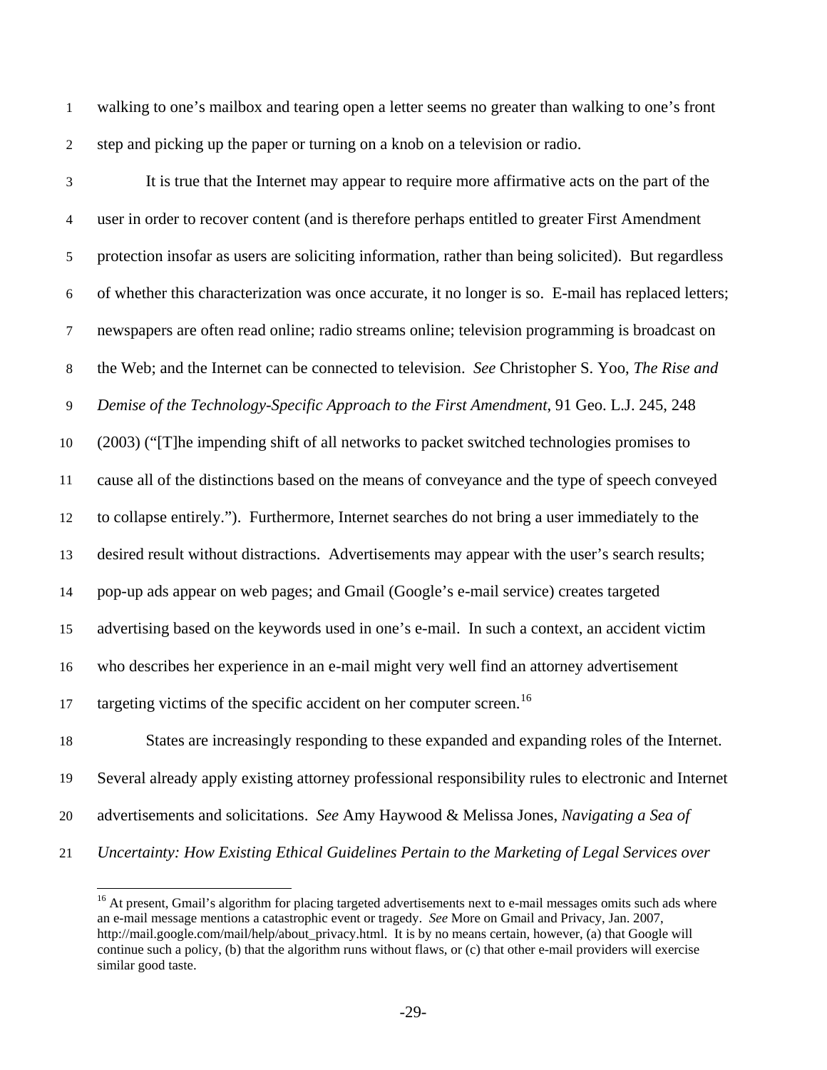walking to one's mailbox and tearing open a letter seems no greater than walking to one's front step and picking up the paper or turning on a knob on a television or radio.

It is true that the Internet may appear to require more affirmative acts on the part of the user in order to recover content (and is therefore perhaps entitled to greater First Amendment protection insofar as users are soliciting information, rather than being solicited). But regardless of whether this characterization was once accurate, it no longer is so. E-mail has replaced letters; newspapers are often read online; radio streams online; television programming is broadcast on the Web; and the Internet can be connected to television. *See* Christopher S. Yoo, *The Rise and Demise of the Technology-Specific Approach to the First Amendment*, 91 Geo. L.J. 245, 248 (2003) ("[T]he impending shift of all networks to packet switched technologies promises to cause all of the distinctions based on the means of conveyance and the type of speech conveyed to collapse entirely."). Furthermore, Internet searches do not bring a user immediately to the desired result without distractions. Advertisements may appear with the user's search results; pop-up ads appear on web pages; and Gmail (Google's e-mail service) creates targeted advertising based on the keywords used in one's e-mail. In such a context, an accident victim who describes her experience in an e-mail might very well find an attorney advertisement targeting victims of the specific accident on her computer screen.[16]

States are increasingly responding to these expanded and expanding roles of the Internet. Several already apply existing attorney professional responsibility rules to electronic and Internet advertisements and solicitations. *See* Amy Haywood & Melissa Jones, *Navigating a Sea of Uncertainty: How Existing Ethical Guidelines Pertain to the Marketing of Legal Services over*

[16] At present, Gmail's algorithm for placing targeted advertisements next to e-mail messages omits such ads where an e-mail message mentions a catastrophic event or tragedy. *See* More on Gmail and Privacy, Jan. 2007, http://mail.google.com/mail/help/about_privacy.html. It is by no means certain, however, (a) that Google will continue such a policy, (b) that the algorithm runs without flaws, or (c) that other e-mail providers will exercise similar good taste.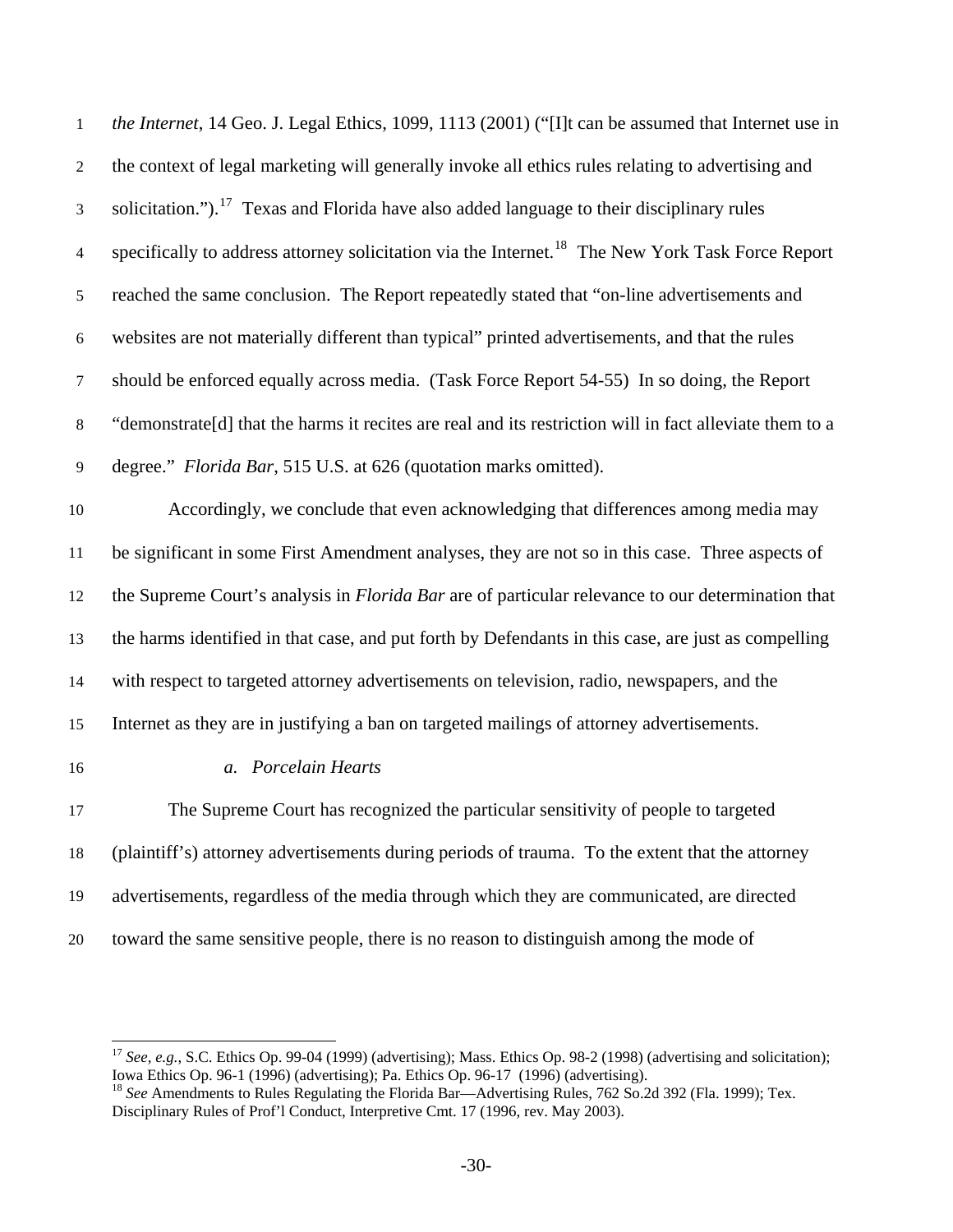*the Internet*, 14 Geo. J. Legal Ethics, 1099, 1113 (2001) ("[I]t can be assumed that Internet use in the context of legal marketing will generally invoke all ethics rules relating to advertising and solicitation.").[17] Texas and Florida have also added language to their disciplinary rules specifically to address attorney solicitation via the Internet.[18] The New York Task Force Report reached the same conclusion. The Report repeatedly stated that "on-line advertisements and websites are not materially different than typical" printed advertisements, and that the rules should be enforced equally across media. (Task Force Report 54-55) In so doing, the Report "demonstrate[d] that the harms it recites are real and its restriction will in fact alleviate them to a degree." *Florida Bar*, 515 U.S. at 626 (quotation marks omitted).

Accordingly, we conclude that even acknowledging that differences among media may be significant in some First Amendment analyses, they are not so in this case. Three aspects of the Supreme Court's analysis in *Florida Bar* are of particular relevance to our determination that the harms identified in that case, and put forth by Defendants in this case, are just as compelling with respect to targeted attorney advertisements on television, radio, newspapers, and the Internet as they are in justifying a ban on targeted mailings of attorney advertisements.

*a. Porcelain Hearts*

The Supreme Court has recognized the particular sensitivity of people to targeted (plaintiff's) attorney advertisements during periods of trauma. To the extent that the attorney advertisements, regardless of the media through which they are communicated, are directed toward the same sensitive people, there is no reason to distinguish among the mode of

---

[17] *See, e.g.*, S.C. Ethics Op. 99-04 (1999) (advertising); Mass. Ethics Op. 98-2 (1998) (advertising and solicitation); Iowa Ethics Op. 96-1 (1996) (advertising); Pa. Ethics Op. 96-17 (1996) (advertising).

[18] *See* Amendments to Rules Regulating the Florida Bar—Advertising Rules, 762 So.2d 392 (Fla. 1999); Tex. Disciplinary Rules of Prof'l Conduct, Interpretive Cmt. 17 (1996, rev. May 2003).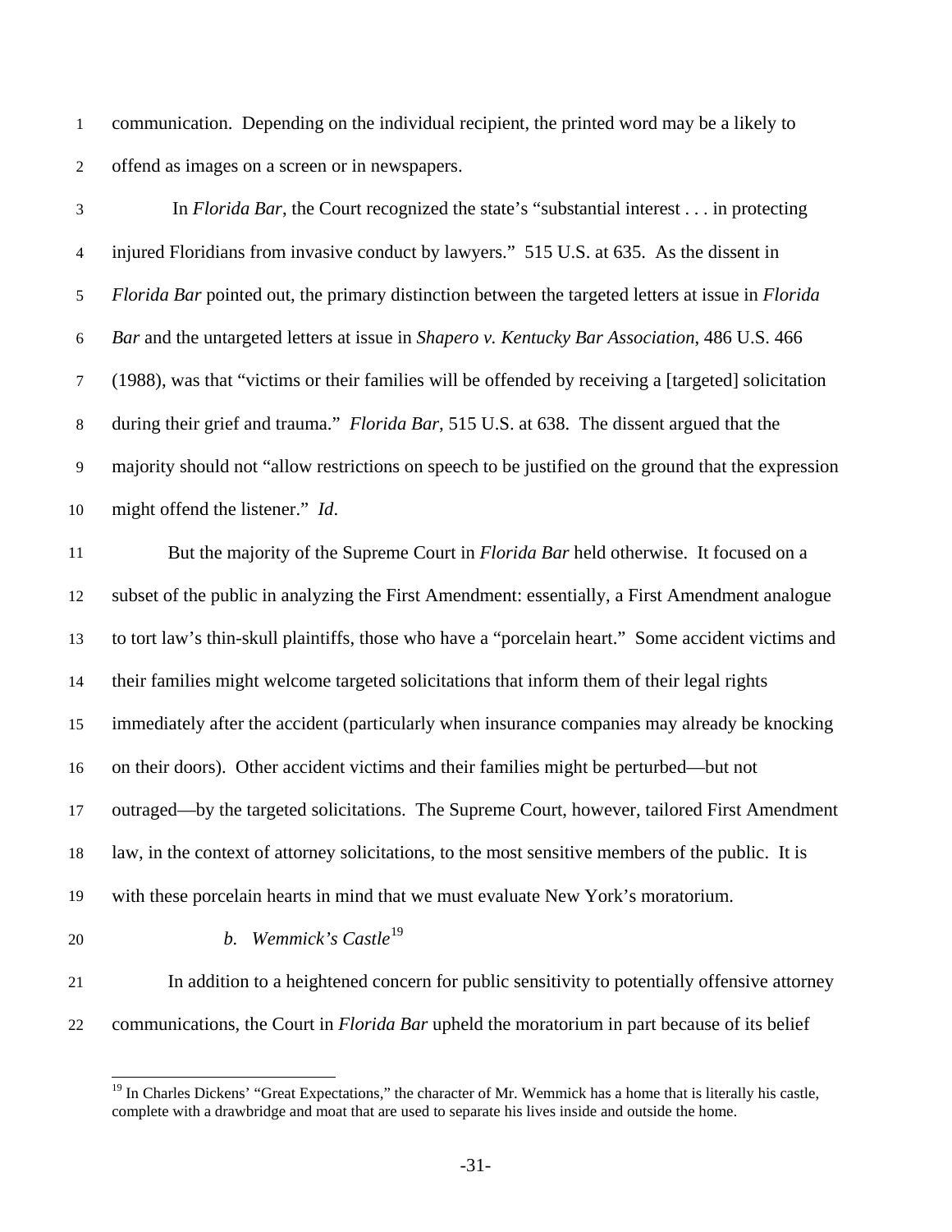communication. Depending on the individual recipient, the printed word may be a likely to offend as images on a screen or in newspapers.

In *Florida Bar*, the Court recognized the state's "substantial interest . . . in protecting injured Floridians from invasive conduct by lawyers." 515 U.S. at 635. As the dissent in *Florida Bar* pointed out, the primary distinction between the targeted letters at issue in *Florida Bar* and the untargeted letters at issue in *Shapero v. Kentucky Bar Association*, 486 U.S. 466 (1988), was that "victims or their families will be offended by receiving a [targeted] solicitation during their grief and trauma." *Florida Bar*, 515 U.S. at 638. The dissent argued that the majority should not "allow restrictions on speech to be justified on the ground that the expression might offend the listener." *Id*.

But the majority of the Supreme Court in *Florida Bar* held otherwise. It focused on a subset of the public in analyzing the First Amendment: essentially, a First Amendment analogue to tort law's thin-skull plaintiffs, those who have a "porcelain heart." Some accident victims and their families might welcome targeted solicitations that inform them of their legal rights immediately after the accident (particularly when insurance companies may already be knocking on their doors). Other accident victims and their families might be perturbed—but not outraged—by the targeted solicitations. The Supreme Court, however, tailored First Amendment law, in the context of attorney solicitations, to the most sensitive members of the public. It is with these porcelain hearts in mind that we must evaluate New York's moratorium.

*b. Wemmick's Castle*[19]

In addition to a heightened concern for public sensitivity to potentially offensive attorney communications, the Court in *Florida Bar* upheld the moratorium in part because of its belief

[19] In Charles Dickens' "Great Expectations," the character of Mr. Wemmick has a home that is literally his castle, complete with a drawbridge and moat that are used to separate his lives inside and outside the home.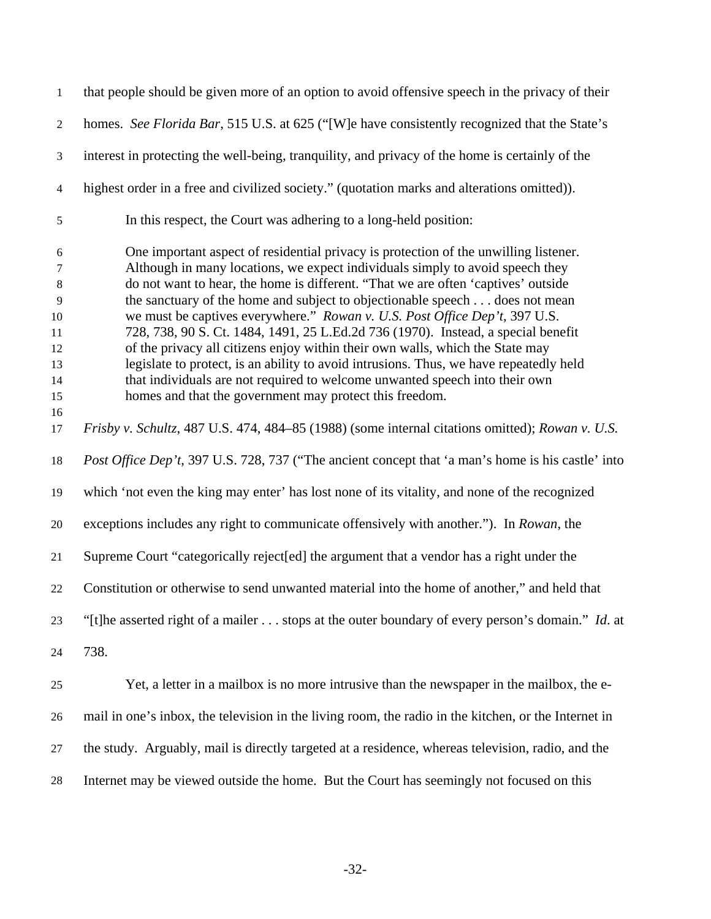that people should be given more of an option to avoid offensive speech in the privacy of their homes. *See Florida Bar*, 515 U.S. at 625 ("[W]e have consistently recognized that the State's interest in protecting the well-being, tranquility, and privacy of the home is certainly of the highest order in a free and civilized society." (quotation marks and alterations omitted)).

In this respect, the Court was adhering to a long-held position:

> One important aspect of residential privacy is protection of the unwilling listener. Although in many locations, we expect individuals simply to avoid speech they do not want to hear, the home is different. "That we are often 'captives' outside the sanctuary of the home and subject to objectionable speech . . . does not mean we must be captives everywhere." *Rowan v. U.S. Post Office Dep't*, 397 U.S. 728, 738, 90 S. Ct. 1484, 1491, 25 L.Ed.2d 736 (1970). Instead, a special benefit of the privacy all citizens enjoy within their own walls, which the State may legislate to protect, is an ability to avoid intrusions. Thus, we have repeatedly held that individuals are not required to welcome unwanted speech into their own homes and that the government may protect this freedom.

*Frisby v. Schultz*, 487 U.S. 474, 484–85 (1988) (some internal citations omitted); *Rowan v. U.S. Post Office Dep't*, 397 U.S. 728, 737 ("The ancient concept that 'a man's home is his castle' into which 'not even the king may enter' has lost none of its vitality, and none of the recognized exceptions includes any right to communicate offensively with another."). In *Rowan*, the Supreme Court "categorically reject[ed] the argument that a vendor has a right under the Constitution or otherwise to send unwanted material into the home of another," and held that "[t]he asserted right of a mailer . . . stops at the outer boundary of every person's domain." *Id*. at 738.

Yet, a letter in a mailbox is no more intrusive than the newspaper in the mailbox, the e-mail in one's inbox, the television in the living room, the radio in the kitchen, or the Internet in the study. Arguably, mail is directly targeted at a residence, whereas television, radio, and the Internet may be viewed outside the home. But the Court has seemingly not focused on this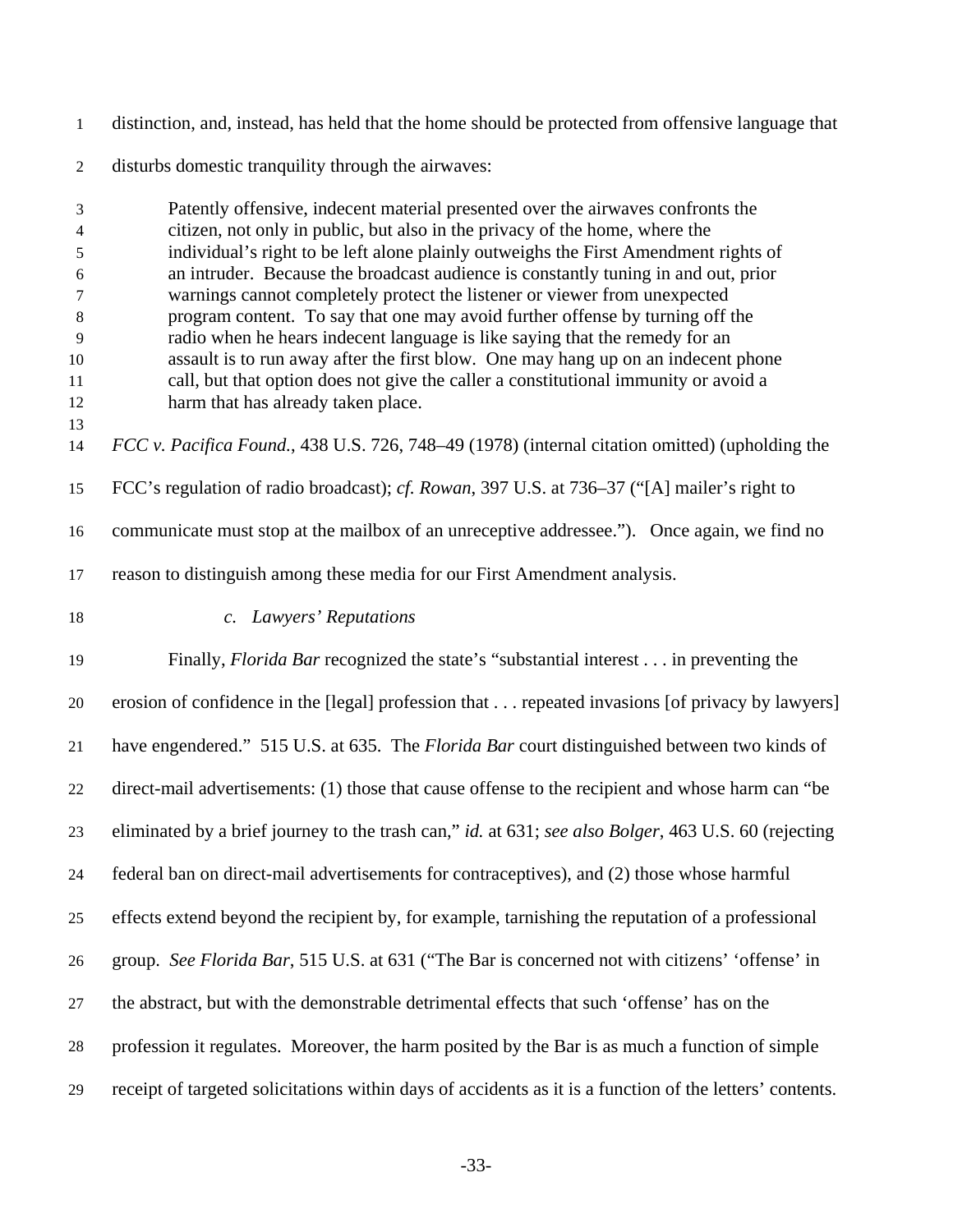distinction, and, instead, has held that the home should be protected from offensive language that disturbs domestic tranquility through the airwaves:

> Patently offensive, indecent material presented over the airwaves confronts the citizen, not only in public, but also in the privacy of the home, where the individual's right to be left alone plainly outweighs the First Amendment rights of an intruder. Because the broadcast audience is constantly tuning in and out, prior warnings cannot completely protect the listener or viewer from unexpected program content. To say that one may avoid further offense by turning off the radio when he hears indecent language is like saying that the remedy for an assault is to run away after the first blow. One may hang up on an indecent phone call, but that option does not give the caller a constitutional immunity or avoid a harm that has already taken place.

*FCC v. Pacifica Found.*, 438 U.S. 726, 748–49 (1978) (internal citation omitted) (upholding the FCC's regulation of radio broadcast); *cf. Rowan*, 397 U.S. at 736–37 ("[A] mailer's right to communicate must stop at the mailbox of an unreceptive addressee."). Once again, we find no reason to distinguish among these media for our First Amendment analysis.

### *c. Lawyers' Reputations*

Finally, *Florida Bar* recognized the state's "substantial interest . . . in preventing the erosion of confidence in the [legal] profession that . . . repeated invasions [of privacy by lawyers] have engendered." 515 U.S. at 635. The *Florida Bar* court distinguished between two kinds of direct-mail advertisements: (1) those that cause offense to the recipient and whose harm can "be eliminated by a brief journey to the trash can," *id.* at 631; *see also Bolger*, 463 U.S. 60 (rejecting federal ban on direct-mail advertisements for contraceptives), and (2) those whose harmful effects extend beyond the recipient by, for example, tarnishing the reputation of a professional group. *See Florida Bar*, 515 U.S. at 631 ("The Bar is concerned not with citizens' 'offense' in the abstract, but with the demonstrable detrimental effects that such 'offense' has on the profession it regulates. Moreover, the harm posited by the Bar is as much a function of simple receipt of targeted solicitations within days of accidents as it is a function of the letters' contents.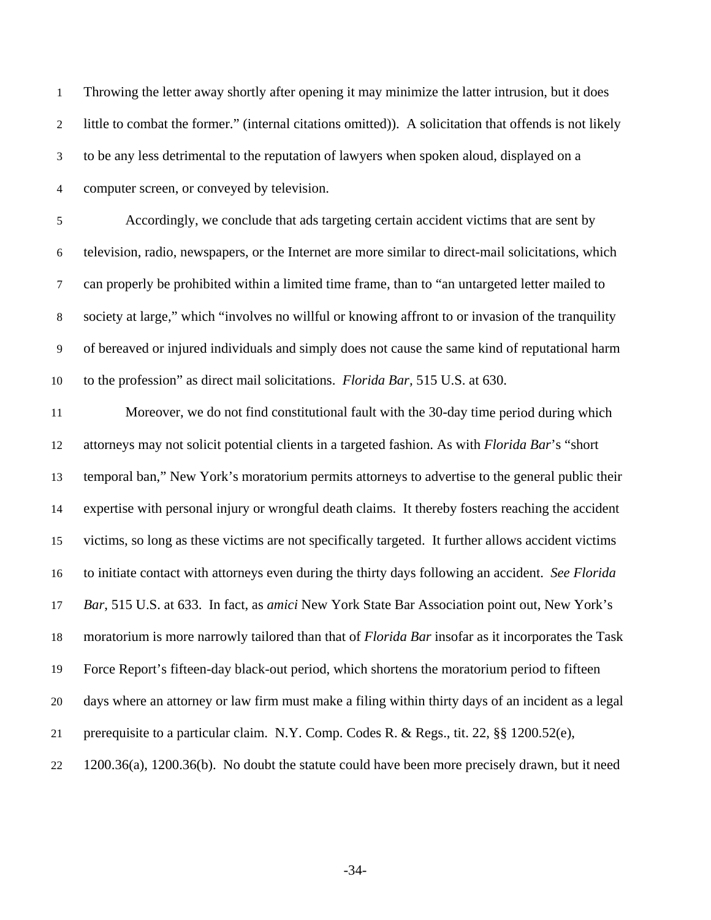Throwing the letter away shortly after opening it may minimize the latter intrusion, but it does little to combat the former." (internal citations omitted)). A solicitation that offends is not likely to be any less detrimental to the reputation of lawyers when spoken aloud, displayed on a computer screen, or conveyed by television.

Accordingly, we conclude that ads targeting certain accident victims that are sent by television, radio, newspapers, or the Internet are more similar to direct-mail solicitations, which can properly be prohibited within a limited time frame, than to "an untargeted letter mailed to society at large," which "involves no willful or knowing affront to or invasion of the tranquility of bereaved or injured individuals and simply does not cause the same kind of reputational harm to the profession" as direct mail solicitations. *Florida Bar*, 515 U.S. at 630.

Moreover, we do not find constitutional fault with the 30-day time period during which attorneys may not solicit potential clients in a targeted fashion. As with *Florida Bar*'s "short temporal ban," New York's moratorium permits attorneys to advertise to the general public their expertise with personal injury or wrongful death claims. It thereby fosters reaching the accident victims, so long as these victims are not specifically targeted. It further allows accident victims to initiate contact with attorneys even during the thirty days following an accident. *See Florida Bar*, 515 U.S. at 633. In fact, as *amici* New York State Bar Association point out, New York's moratorium is more narrowly tailored than that of *Florida Bar* insofar as it incorporates the Task Force Report's fifteen-day black-out period, which shortens the moratorium period to fifteen days where an attorney or law firm must make a filing within thirty days of an incident as a legal prerequisite to a particular claim. N.Y. Comp. Codes R. & Regs., tit. 22, §§ 1200.52(e), 1200.36(a), 1200.36(b). No doubt the statute could have been more precisely drawn, but it need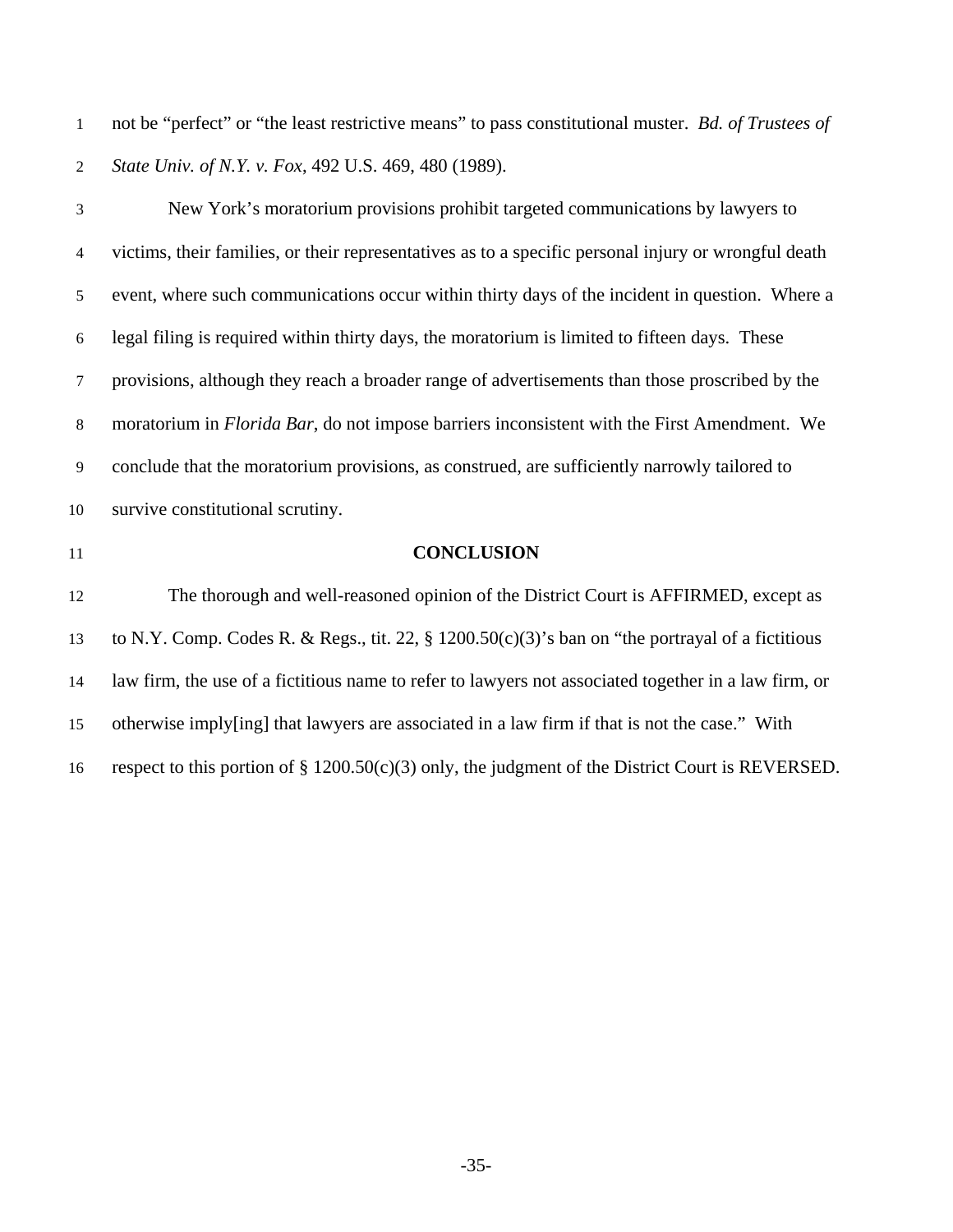not be "perfect" or "the least restrictive means" to pass constitutional muster. *Bd. of Trustees of State Univ. of N.Y. v. Fox*, 492 U.S. 469, 480 (1989).

New York's moratorium provisions prohibit targeted communications by lawyers to victims, their families, or their representatives as to a specific personal injury or wrongful death event, where such communications occur within thirty days of the incident in question. Where a legal filing is required within thirty days, the moratorium is limited to fifteen days. These provisions, although they reach a broader range of advertisements than those proscribed by the moratorium in *Florida Bar*, do not impose barriers inconsistent with the First Amendment. We conclude that the moratorium provisions, as construed, are sufficiently narrowly tailored to survive constitutional scrutiny.

## CONCLUSION

The thorough and well-reasoned opinion of the District Court is AFFIRMED, except as to N.Y. Comp. Codes R. & Regs., tit. 22, § 1200.50(c)(3)'s ban on "the portrayal of a fictitious law firm, the use of a fictitious name to refer to lawyers not associated together in a law firm, or otherwise imply[ing] that lawyers are associated in a law firm if that is not the case." With respect to this portion of § 1200.50(c)(3) only, the judgment of the District Court is REVERSED.